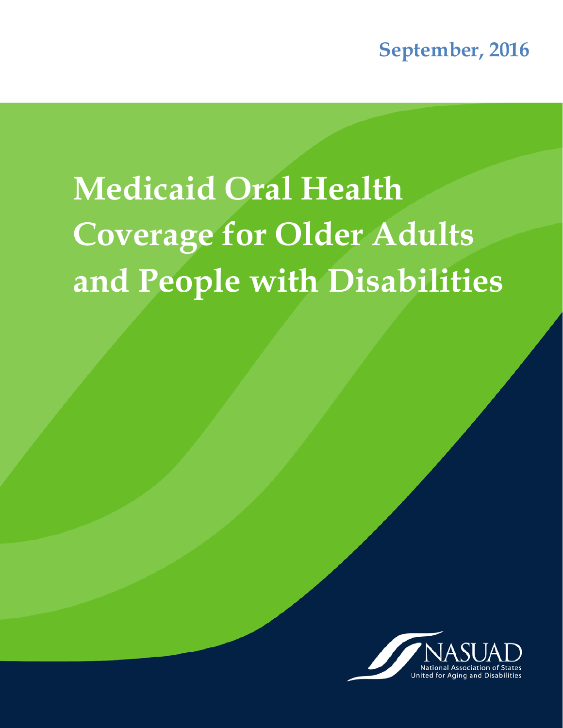September, 2016

# Medicaid Oral Health Coverage for Older Adults and People with Disabilities

NASUAD
National Association of States United for Aging and Disabilities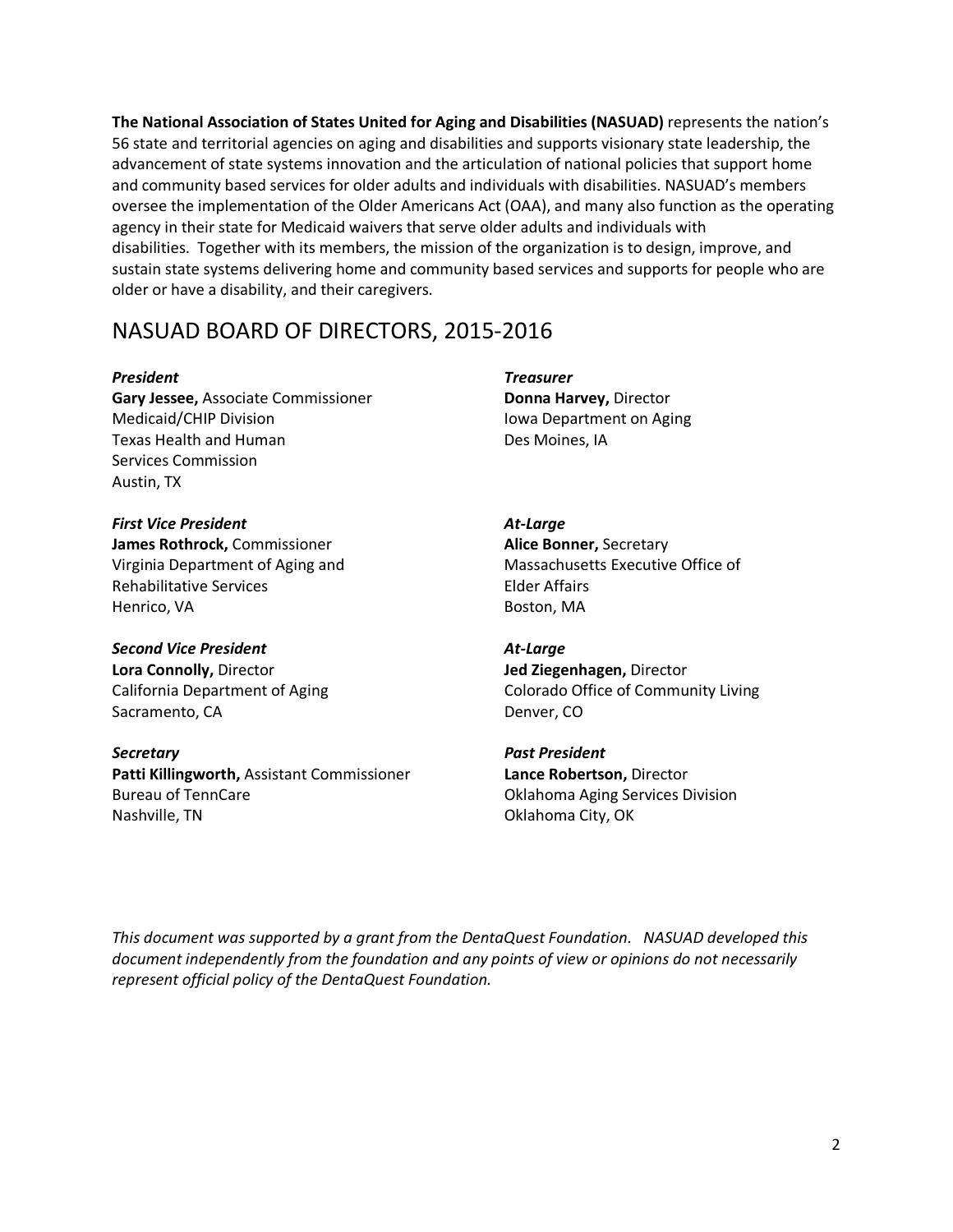**The National Association of States United for Aging and Disabilities (NASUAD)** represents the nation's 56 state and territorial agencies on aging and disabilities and supports visionary state leadership, the advancement of state systems innovation and the articulation of national policies that support home and community based services for older adults and individuals with disabilities. NASUAD's members oversee the implementation of the Older Americans Act (OAA), and many also function as the operating agency in their state for Medicaid waivers that serve older adults and individuals with disabilities. Together with its members, the mission of the organization is to design, improve, and sustain state systems delivering home and community based services and supports for people who are older or have a disability, and their caregivers.

# NASUAD BOARD OF DIRECTORS, 2015-2016

***President***
**Gary Jessee,** Associate Commissioner
Medicaid/CHIP Division
Texas Health and Human Services Commission
Austin, TX

***First Vice President***
**James Rothrock,** Commissioner
Virginia Department of Aging and Rehabilitative Services
Henrico, VA

***Second Vice President***
**Lora Connolly,** Director
California Department of Aging
Sacramento, CA

***Secretary***
**Patti Killingworth,** Assistant Commissioner
Bureau of TennCare
Nashville, TN

***Treasurer***
**Donna Harvey,** Director
Iowa Department on Aging
Des Moines, IA

***At-Large***
**Alice Bonner,** Secretary
Massachusetts Executive Office of Elder Affairs
Boston, MA

***At-Large***
**Jed Ziegenhagen,** Director
Colorado Office of Community Living
Denver, CO

***Past President***
**Lance Robertson,** Director
Oklahoma Aging Services Division
Oklahoma City, OK

*This document was supported by a grant from the DentaQuest Foundation. NASUAD developed this document independently from the foundation and any points of view or opinions do not necessarily represent official policy of the DentaQuest Foundation.*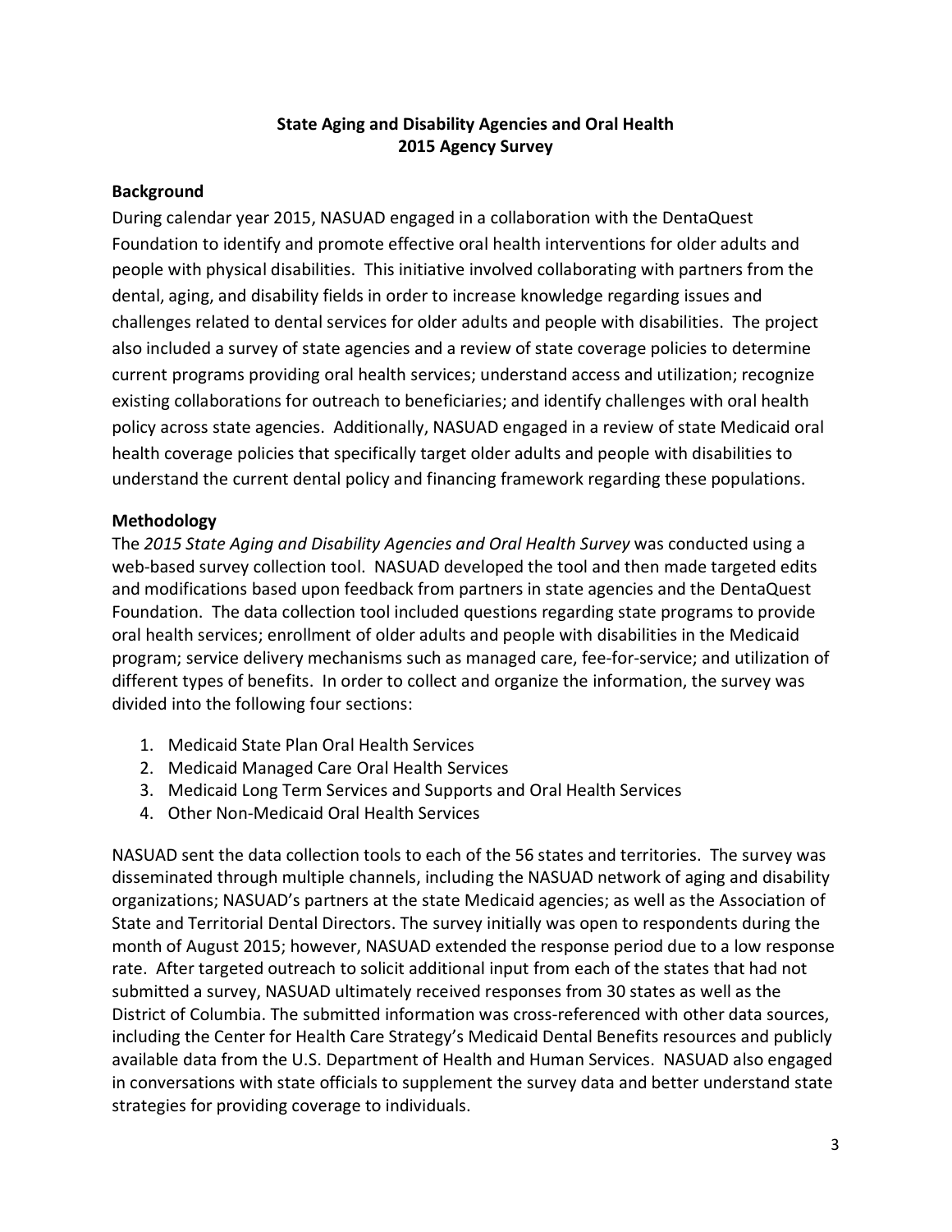# State Aging and Disability Agencies and Oral Health
# 2015 Agency Survey

## Background

During calendar year 2015, NASUAD engaged in a collaboration with the DentaQuest Foundation to identify and promote effective oral health interventions for older adults and people with physical disabilities. This initiative involved collaborating with partners from the dental, aging, and disability fields in order to increase knowledge regarding issues and challenges related to dental services for older adults and people with disabilities. The project also included a survey of state agencies and a review of state coverage policies to determine current programs providing oral health services; understand access and utilization; recognize existing collaborations for outreach to beneficiaries; and identify challenges with oral health policy across state agencies. Additionally, NASUAD engaged in a review of state Medicaid oral health coverage policies that specifically target older adults and people with disabilities to understand the current dental policy and financing framework regarding these populations.

## Methodology

The *2015 State Aging and Disability Agencies and Oral Health Survey* was conducted using a web-based survey collection tool. NASUAD developed the tool and then made targeted edits and modifications based upon feedback from partners in state agencies and the DentaQuest Foundation. The data collection tool included questions regarding state programs to provide oral health services; enrollment of older adults and people with disabilities in the Medicaid program; service delivery mechanisms such as managed care, fee-for-service; and utilization of different types of benefits. In order to collect and organize the information, the survey was divided into the following four sections:

1. Medicaid State Plan Oral Health Services
2. Medicaid Managed Care Oral Health Services
3. Medicaid Long Term Services and Supports and Oral Health Services
4. Other Non-Medicaid Oral Health Services

NASUAD sent the data collection tools to each of the 56 states and territories. The survey was disseminated through multiple channels, including the NASUAD network of aging and disability organizations; NASUAD's partners at the state Medicaid agencies; as well as the Association of State and Territorial Dental Directors. The survey initially was open to respondents during the month of August 2015; however, NASUAD extended the response period due to a low response rate. After targeted outreach to solicit additional input from each of the states that had not submitted a survey, NASUAD ultimately received responses from 30 states as well as the District of Columbia. The submitted information was cross-referenced with other data sources, including the Center for Health Care Strategy's Medicaid Dental Benefits resources and publicly available data from the U.S. Department of Health and Human Services. NASUAD also engaged in conversations with state officials to supplement the survey data and better understand state strategies for providing coverage to individuals.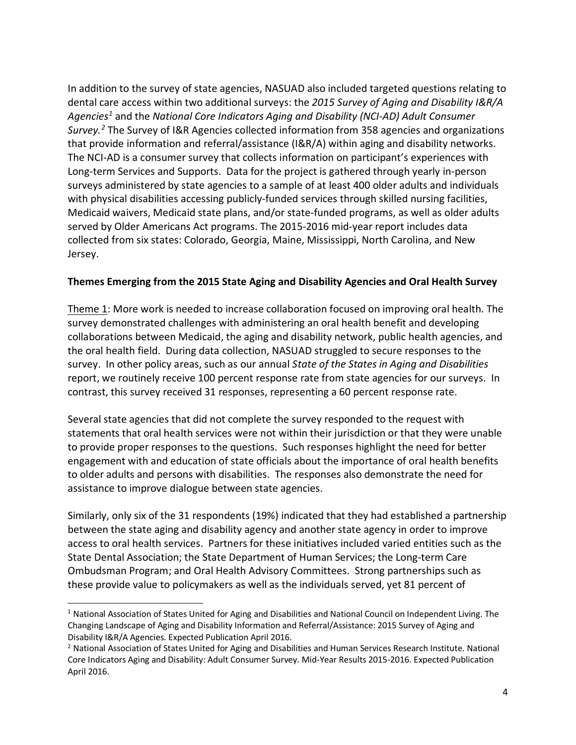In addition to the survey of state agencies, NASUAD also included targeted questions relating to dental care access within two additional surveys: the *2015 Survey of Aging and Disability I&R/A Agencies*[1] and the *National Core Indicators Aging and Disability (NCI-AD) Adult Consumer Survey.*[2] The Survey of I&R Agencies collected information from 358 agencies and organizations that provide information and referral/assistance (I&R/A) within aging and disability networks. The NCI-AD is a consumer survey that collects information on participant's experiences with Long-term Services and Supports. Data for the project is gathered through yearly in-person surveys administered by state agencies to a sample of at least 400 older adults and individuals with physical disabilities accessing publicly-funded services through skilled nursing facilities, Medicaid waivers, Medicaid state plans, and/or state-funded programs, as well as older adults served by Older Americans Act programs. The 2015-2016 mid-year report includes data collected from six states: Colorado, Georgia, Maine, Mississippi, North Carolina, and New Jersey.

**Themes Emerging from the 2015 State Aging and Disability Agencies and Oral Health Survey**

<u>Theme 1</u>: More work is needed to increase collaboration focused on improving oral health. The survey demonstrated challenges with administering an oral health benefit and developing collaborations between Medicaid, the aging and disability network, public health agencies, and the oral health field. During data collection, NASUAD struggled to secure responses to the survey. In other policy areas, such as our annual *State of the States in Aging and Disabilities* report, we routinely receive 100 percent response rate from state agencies for our surveys. In contrast, this survey received 31 responses, representing a 60 percent response rate.

Several state agencies that did not complete the survey responded to the request with statements that oral health services were not within their jurisdiction or that they were unable to provide proper responses to the questions. Such responses highlight the need for better engagement with and education of state officials about the importance of oral health benefits to older adults and persons with disabilities. The responses also demonstrate the need for assistance to improve dialogue between state agencies.

Similarly, only six of the 31 respondents (19%) indicated that they had established a partnership between the state aging and disability agency and another state agency in order to improve access to oral health services. Partners for these initiatives included varied entities such as the State Dental Association; the State Department of Human Services; the Long-term Care Ombudsman Program; and Oral Health Advisory Committees. Strong partnerships such as these provide value to policymakers as well as the individuals served, yet 81 percent of

---

[1] National Association of States United for Aging and Disabilities and National Council on Independent Living. The Changing Landscape of Aging and Disability Information and Referral/Assistance: 2015 Survey of Aging and Disability I&R/A Agencies. Expected Publication April 2016.

[2] National Association of States United for Aging and Disabilities and Human Services Research Institute. National Core Indicators Aging and Disability: Adult Consumer Survey. Mid-Year Results 2015-2016. Expected Publication April 2016.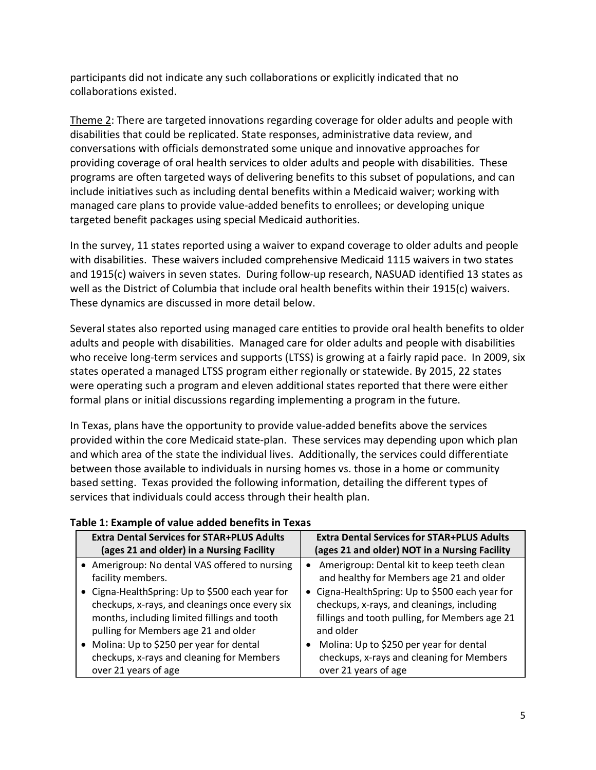participants did not indicate any such collaborations or explicitly indicated that no collaborations existed.

Theme 2: There are targeted innovations regarding coverage for older adults and people with disabilities that could be replicated. State responses, administrative data review, and conversations with officials demonstrated some unique and innovative approaches for providing coverage of oral health services to older adults and people with disabilities. These programs are often targeted ways of delivering benefits to this subset of populations, and can include initiatives such as including dental benefits within a Medicaid waiver; working with managed care plans to provide value-added benefits to enrollees; or developing unique targeted benefit packages using special Medicaid authorities.

In the survey, 11 states reported using a waiver to expand coverage to older adults and people with disabilities. These waivers included comprehensive Medicaid 1115 waivers in two states and 1915(c) waivers in seven states. During follow-up research, NASUAD identified 13 states as well as the District of Columbia that include oral health benefits within their 1915(c) waivers. These dynamics are discussed in more detail below.

Several states also reported using managed care entities to provide oral health benefits to older adults and people with disabilities. Managed care for older adults and people with disabilities who receive long-term services and supports (LTSS) is growing at a fairly rapid pace. In 2009, six states operated a managed LTSS program either regionally or statewide. By 2015, 22 states were operating such a program and eleven additional states reported that there were either formal plans or initial discussions regarding implementing a program in the future.

In Texas, plans have the opportunity to provide value-added benefits above the services provided within the core Medicaid state-plan. These services may depending upon which plan and which area of the state the individual lives. Additionally, the services could differentiate between those available to individuals in nursing homes vs. those in a home or community based setting. Texas provided the following information, detailing the different types of services that individuals could access through their health plan.

**Table 1: Example of value added benefits in Texas**

| Extra Dental Services for STAR+PLUS Adults (ages 21 and older) in a Nursing Facility | Extra Dental Services for STAR+PLUS Adults (ages 21 and older) NOT in a Nursing Facility |
|---|---|
| • Amerigroup: No dental VAS offered to nursing facility members. | • Amerigroup: Dental kit to keep teeth clean and healthy for Members age 21 and older |
| • Cigna-HealthSpring: Up to $500 each year for checkups, x-rays, and cleanings once every six months, including limited fillings and tooth pulling for Members age 21 and older | • Cigna-HealthSpring: Up to $500 each year for checkups, x-rays, and cleanings, including fillings and tooth pulling, for Members age 21 and older |
| • Molina: Up to $250 per year for dental checkups, x-rays and cleaning for Members over 21 years of age | • Molina: Up to $250 per year for dental checkups, x-rays and cleaning for Members over 21 years of age |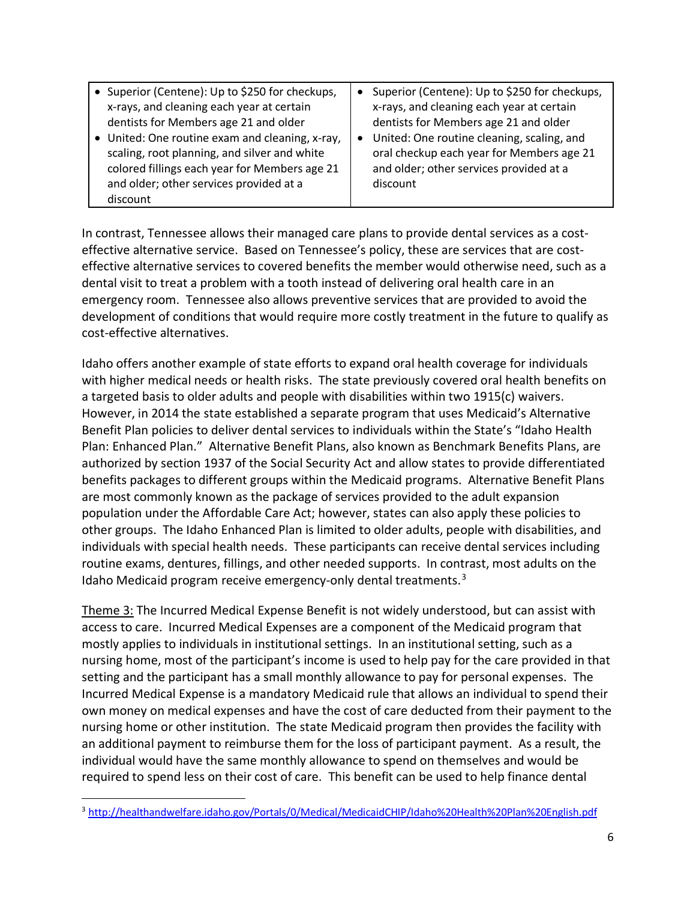| | |
|---|---|
| • Superior (Centene): Up to $250 for checkups, x-rays, and cleaning each year at certain dentists for Members age 21 and older<br>• United: One routine exam and cleaning, x-ray, scaling, root planning, and silver and white colored fillings each year for Members age 21 and older; other services provided at a discount | • Superior (Centene): Up to $250 for checkups, x-rays, and cleaning each year at certain dentists for Members age 21 and older<br>• United: One routine cleaning, scaling, and oral checkup each year for Members age 21 and older; other services provided at a discount |

In contrast, Tennessee allows their managed care plans to provide dental services as a cost-effective alternative service. Based on Tennessee's policy, these are services that are cost-effective alternative services to covered benefits the member would otherwise need, such as a dental visit to treat a problem with a tooth instead of delivering oral health care in an emergency room. Tennessee also allows preventive services that are provided to avoid the development of conditions that would require more costly treatment in the future to qualify as cost-effective alternatives.

Idaho offers another example of state efforts to expand oral health coverage for individuals with higher medical needs or health risks. The state previously covered oral health benefits on a targeted basis to older adults and people with disabilities within two 1915(c) waivers. However, in 2014 the state established a separate program that uses Medicaid's Alternative Benefit Plan policies to deliver dental services to individuals within the State's "Idaho Health Plan: Enhanced Plan." Alternative Benefit Plans, also known as Benchmark Benefits Plans, are authorized by section 1937 of the Social Security Act and allow states to provide differentiated benefits packages to different groups within the Medicaid programs. Alternative Benefit Plans are most commonly known as the package of services provided to the adult expansion population under the Affordable Care Act; however, states can also apply these policies to other groups. The Idaho Enhanced Plan is limited to older adults, people with disabilities, and individuals with special health needs. These participants can receive dental services including routine exams, dentures, fillings, and other needed supports. In contrast, most adults on the Idaho Medicaid program receive emergency-only dental treatments.[3]

Theme 3: The Incurred Medical Expense Benefit is not widely understood, but can assist with access to care. Incurred Medical Expenses are a component of the Medicaid program that mostly applies to individuals in institutional settings. In an institutional setting, such as a nursing home, most of the participant's income is used to help pay for the care provided in that setting and the participant has a small monthly allowance to pay for personal expenses. The Incurred Medical Expense is a mandatory Medicaid rule that allows an individual to spend their own money on medical expenses and have the cost of care deducted from their payment to the nursing home or other institution. The state Medicaid program then provides the facility with an additional payment to reimburse them for the loss of participant payment. As a result, the individual would have the same monthly allowance to spend on themselves and would be required to spend less on their cost of care. This benefit can be used to help finance dental

[3] http://healthandwelfare.idaho.gov/Portals/0/Medical/MedicaidCHIP/Idaho%20Health%20Plan%20English.pdf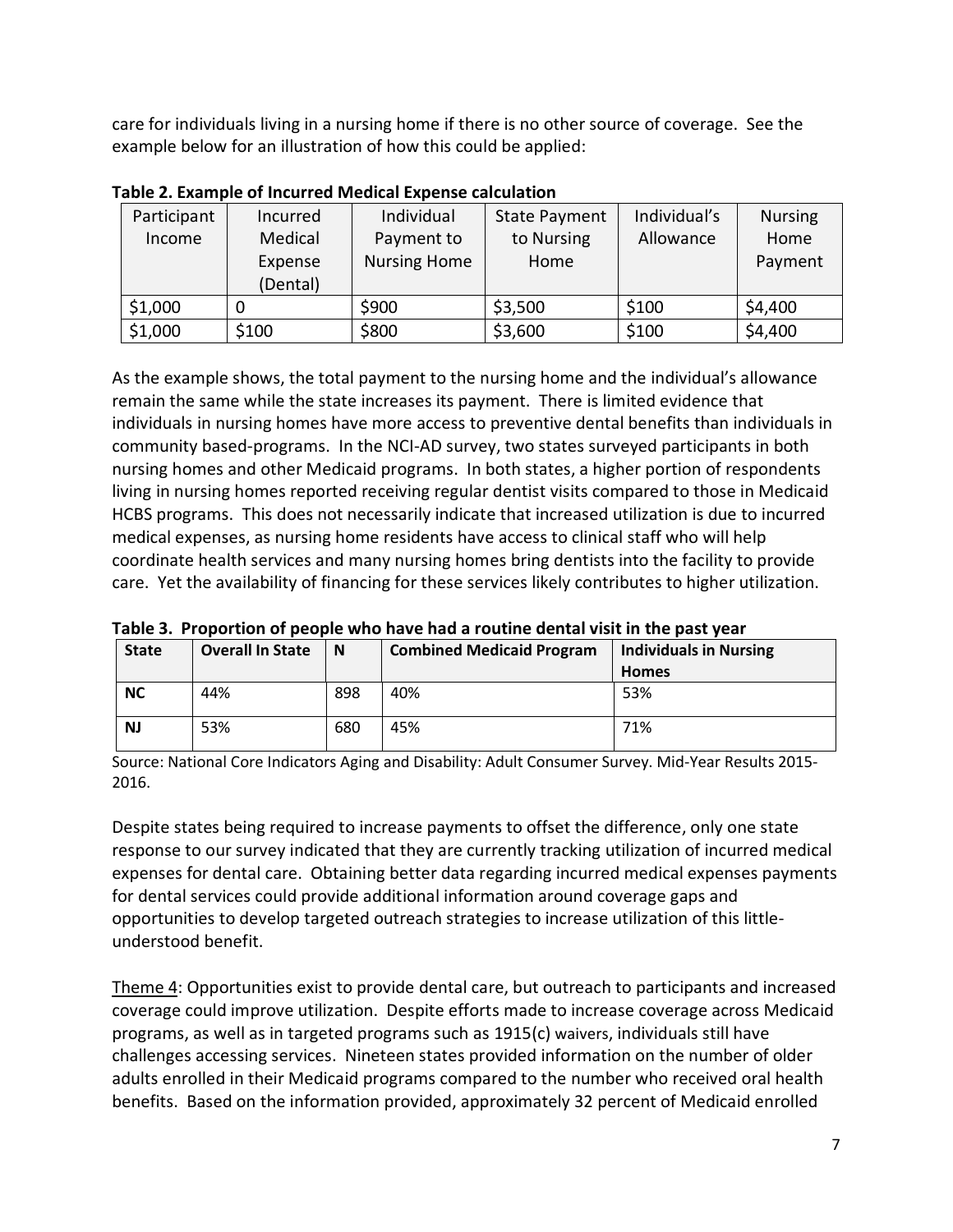care for individuals living in a nursing home if there is no other source of coverage. See the example below for an illustration of how this could be applied:

**Table 2. Example of Incurred Medical Expense calculation**

| Participant Income | Incurred Medical Expense (Dental) | Individual Payment to Nursing Home | State Payment to Nursing Home | Individual's Allowance | Nursing Home Payment |
|---|---|---|---|---|---|
| $1,000 | 0 | $900 | $3,500 | $100 | $4,400 |
| $1,000 | $100 | $800 | $3,600 | $100 | $4,400 |

As the example shows, the total payment to the nursing home and the individual's allowance remain the same while the state increases its payment. There is limited evidence that individuals in nursing homes have more access to preventive dental benefits than individuals in community based-programs. In the NCI-AD survey, two states surveyed participants in both nursing homes and other Medicaid programs. In both states, a higher portion of respondents living in nursing homes reported receiving regular dentist visits compared to those in Medicaid HCBS programs. This does not necessarily indicate that increased utilization is due to incurred medical expenses, as nursing home residents have access to clinical staff who will help coordinate health services and many nursing homes bring dentists into the facility to provide care. Yet the availability of financing for these services likely contributes to higher utilization.

**Table 3. Proportion of people who have had a routine dental visit in the past year**

| State | Overall In State | N | Combined Medicaid Program | Individuals in Nursing Homes |
|---|---|---|---|---|
| **NC** | 44% | 898 | 40% | 53% |
| **NJ** | 53% | 680 | 45% | 71% |

Source: National Core Indicators Aging and Disability: Adult Consumer Survey. Mid-Year Results 2015-2016.

Despite states being required to increase payments to offset the difference, only one state response to our survey indicated that they are currently tracking utilization of incurred medical expenses for dental care. Obtaining better data regarding incurred medical expenses payments for dental services could provide additional information around coverage gaps and opportunities to develop targeted outreach strategies to increase utilization of this little-understood benefit.

Theme 4: Opportunities exist to provide dental care, but outreach to participants and increased coverage could improve utilization. Despite efforts made to increase coverage across Medicaid programs, as well as in targeted programs such as 1915(c) waivers, individuals still have challenges accessing services. Nineteen states provided information on the number of older adults enrolled in their Medicaid programs compared to the number who received oral health benefits. Based on the information provided, approximately 32 percent of Medicaid enrolled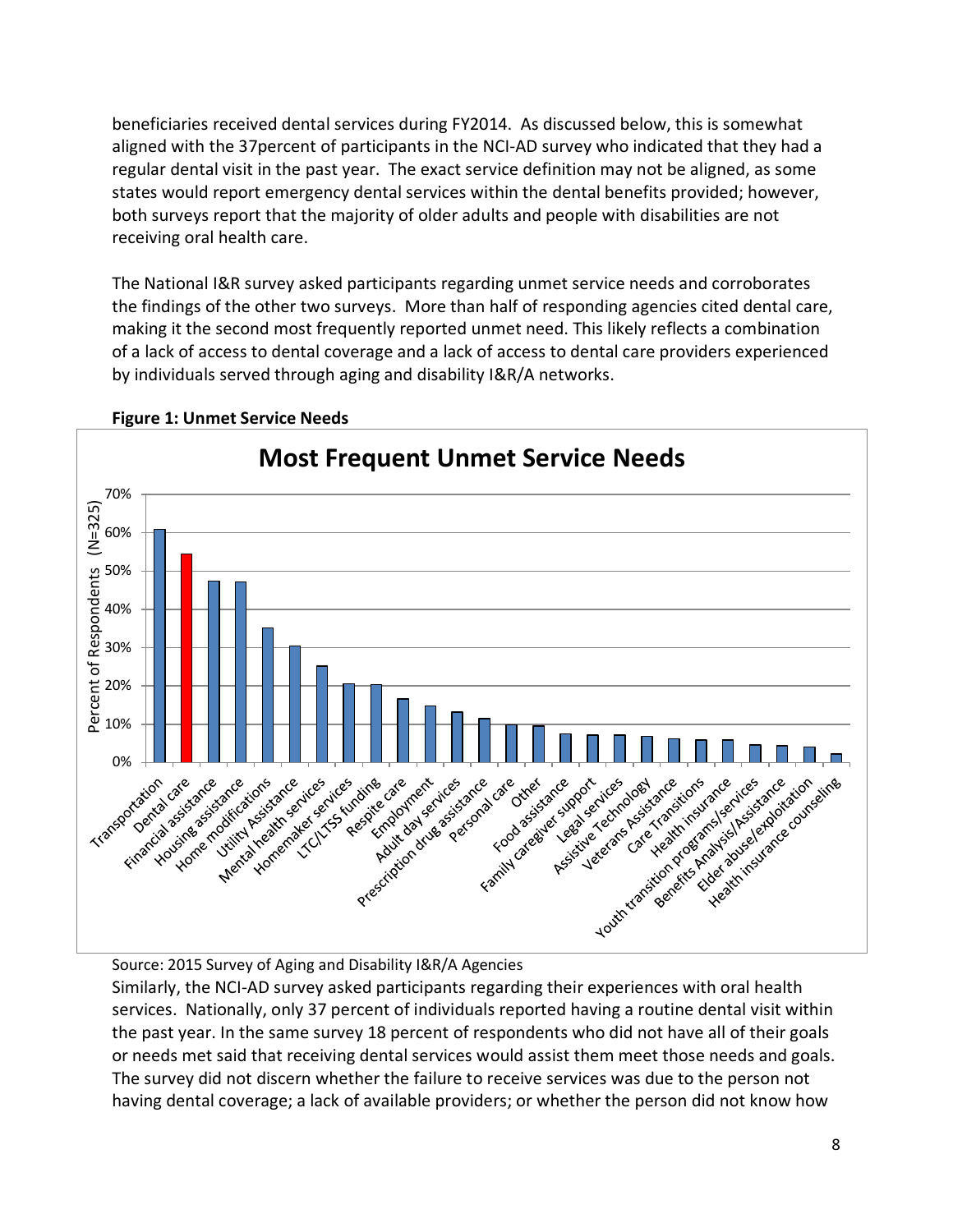beneficiaries received dental services during FY2014. As discussed below, this is somewhat aligned with the 37percent of participants in the NCI-AD survey who indicated that they had a regular dental visit in the past year. The exact service definition may not be aligned, as some states would report emergency dental services within the dental benefits provided; however, both surveys report that the majority of older adults and people with disabilities are not receiving oral health care.

The National I&R survey asked participants regarding unmet service needs and corroborates the findings of the other two surveys. More than half of responding agencies cited dental care, making it the second most frequently reported unmet need. This likely reflects a combination of a lack of access to dental coverage and a lack of access to dental care providers experienced by individuals served through aging and disability I&R/A networks.

**Figure 1: Unmet Service Needs**

Source: 2015 Survey of Aging and Disability I&R/A Agencies

Similarly, the NCI-AD survey asked participants regarding their experiences with oral health services. Nationally, only 37 percent of individuals reported having a routine dental visit within the past year. In the same survey 18 percent of respondents who did not have all of their goals or needs met said that receiving dental services would assist them meet those needs and goals. The survey did not discern whether the failure to receive services was due to the person not having dental coverage; a lack of available providers; or whether the person did not know how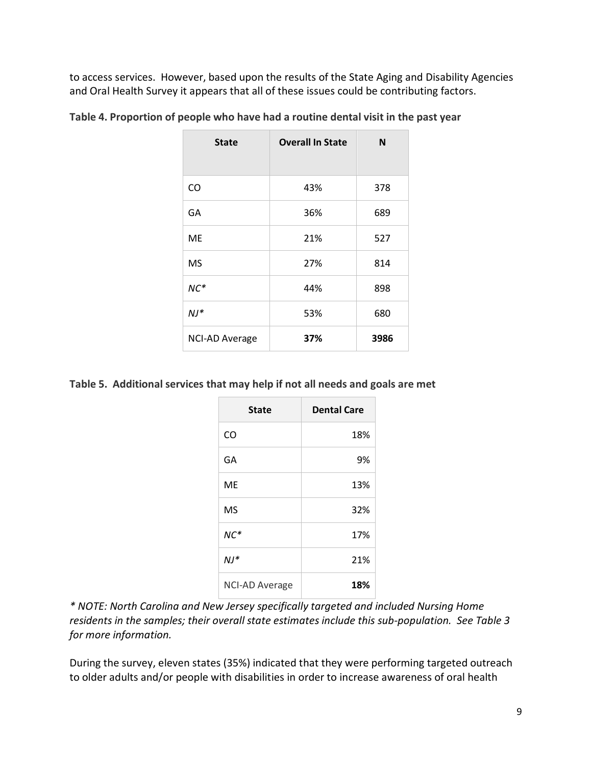to access services. However, based upon the results of the State Aging and Disability Agencies and Oral Health Survey it appears that all of these issues could be contributing factors.

**Table 4. Proportion of people who have had a routine dental visit in the past year**

| State | Overall In State | N |
|---|---|---|
| CO | 43% | 378 |
| GA | 36% | 689 |
| ME | 21% | 527 |
| MS | 27% | 814 |
| *NC** | 44% | 898 |
| *NJ** | 53% | 680 |
| NCI-AD Average | **37%** | **3986** |

**Table 5. Additional services that may help if not all needs and goals are met**

| State | Dental Care |
|---|---|
| CO | 18% |
| GA | 9% |
| ME | 13% |
| MS | 32% |
| *NC** | 17% |
| *NJ** | 21% |
| NCI-AD Average | **18%** |

*\* NOTE: North Carolina and New Jersey specifically targeted and included Nursing Home residents in the samples; their overall state estimates include this sub-population. See Table 3 for more information.*

During the survey, eleven states (35%) indicated that they were performing targeted outreach to older adults and/or people with disabilities in order to increase awareness of oral health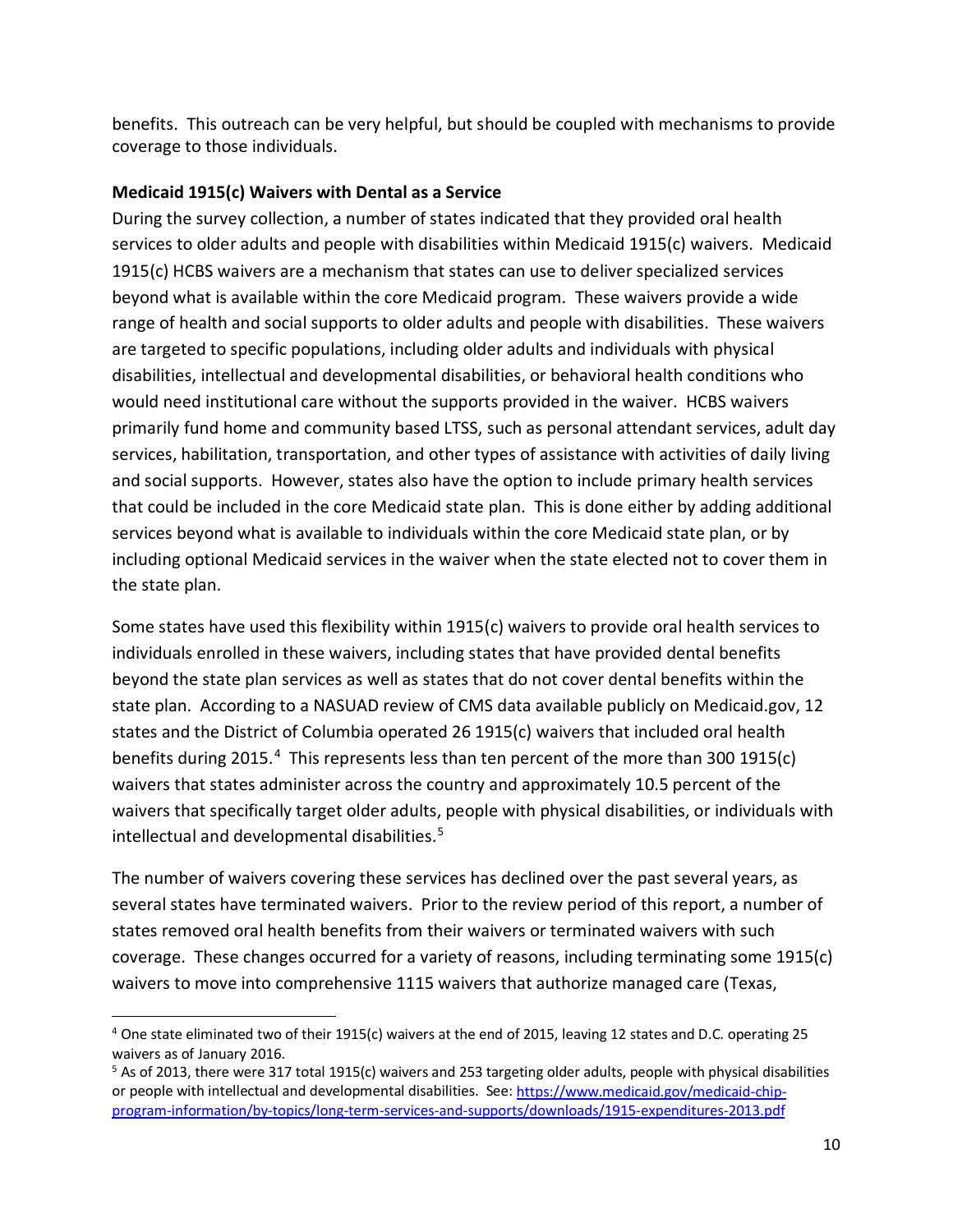benefits. This outreach can be very helpful, but should be coupled with mechanisms to provide coverage to those individuals.

**Medicaid 1915(c) Waivers with Dental as a Service**

During the survey collection, a number of states indicated that they provided oral health services to older adults and people with disabilities within Medicaid 1915(c) waivers. Medicaid 1915(c) HCBS waivers are a mechanism that states can use to deliver specialized services beyond what is available within the core Medicaid program. These waivers provide a wide range of health and social supports to older adults and people with disabilities. These waivers are targeted to specific populations, including older adults and individuals with physical disabilities, intellectual and developmental disabilities, or behavioral health conditions who would need institutional care without the supports provided in the waiver. HCBS waivers primarily fund home and community based LTSS, such as personal attendant services, adult day services, habilitation, transportation, and other types of assistance with activities of daily living and social supports. However, states also have the option to include primary health services that could be included in the core Medicaid state plan. This is done either by adding additional services beyond what is available to individuals within the core Medicaid state plan, or by including optional Medicaid services in the waiver when the state elected not to cover them in the state plan.

Some states have used this flexibility within 1915(c) waivers to provide oral health services to individuals enrolled in these waivers, including states that have provided dental benefits beyond the state plan services as well as states that do not cover dental benefits within the state plan. According to a NASUAD review of CMS data available publicly on Medicaid.gov, 12 states and the District of Columbia operated 26 1915(c) waivers that included oral health benefits during 2015.[4] This represents less than ten percent of the more than 300 1915(c) waivers that states administer across the country and approximately 10.5 percent of the waivers that specifically target older adults, people with physical disabilities, or individuals with intellectual and developmental disabilities.[5]

The number of waivers covering these services has declined over the past several years, as several states have terminated waivers. Prior to the review period of this report, a number of states removed oral health benefits from their waivers or terminated waivers with such coverage. These changes occurred for a variety of reasons, including terminating some 1915(c) waivers to move into comprehensive 1115 waivers that authorize managed care (Texas,

---

[4] One state eliminated two of their 1915(c) waivers at the end of 2015, leaving 12 states and D.C. operating 25 waivers as of January 2016.

[5] As of 2013, there were 317 total 1915(c) waivers and 253 targeting older adults, people with physical disabilities or people with intellectual and developmental disabilities. See: https://www.medicaid.gov/medicaid-chip-program-information/by-topics/long-term-services-and-supports/downloads/1915-expenditures-2013.pdf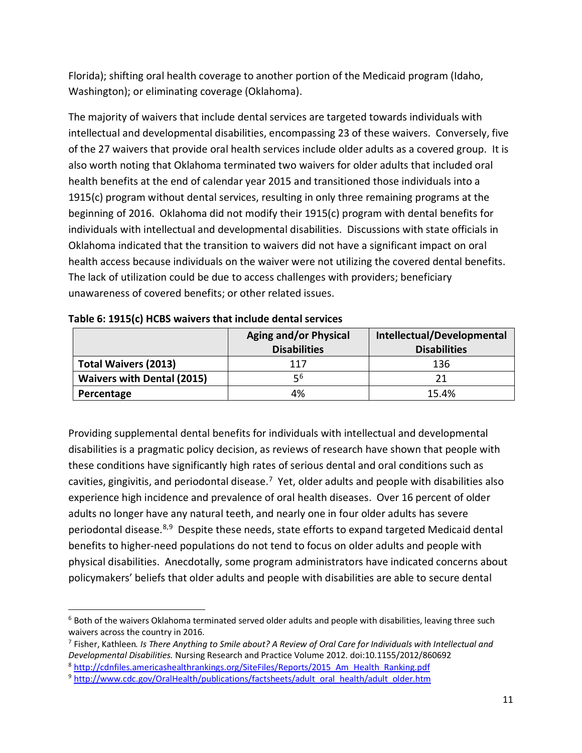Florida); shifting oral health coverage to another portion of the Medicaid program (Idaho, Washington); or eliminating coverage (Oklahoma).

The majority of waivers that include dental services are targeted towards individuals with intellectual and developmental disabilities, encompassing 23 of these waivers. Conversely, five of the 27 waivers that provide oral health services include older adults as a covered group. It is also worth noting that Oklahoma terminated two waivers for older adults that included oral health benefits at the end of calendar year 2015 and transitioned those individuals into a 1915(c) program without dental services, resulting in only three remaining programs at the beginning of 2016. Oklahoma did not modify their 1915(c) program with dental benefits for individuals with intellectual and developmental disabilities. Discussions with state officials in Oklahoma indicated that the transition to waivers did not have a significant impact on oral health access because individuals on the waiver were not utilizing the covered dental benefits. The lack of utilization could be due to access challenges with providers; beneficiary unawareness of covered benefits; or other related issues.

**Table 6: 1915(c) HCBS waivers that include dental services**

| | Aging and/or Physical Disabilities | Intellectual/Developmental Disabilities |
|---|---|---|
| **Total Waivers (2013)** | 117 | 136 |
| **Waivers with Dental (2015)** | 5[6] | 21 |
| **Percentage** | 4% | 15.4% |

Providing supplemental dental benefits for individuals with intellectual and developmental disabilities is a pragmatic policy decision, as reviews of research have shown that people with these conditions have significantly high rates of serious dental and oral conditions such as cavities, gingivitis, and periodontal disease.[7] Yet, older adults and people with disabilities also experience high incidence and prevalence of oral health diseases. Over 16 percent of older adults no longer have any natural teeth, and nearly one in four older adults has severe periodontal disease.[8,9] Despite these needs, state efforts to expand targeted Medicaid dental benefits to higher-need populations do not tend to focus on older adults and people with physical disabilities. Anecdotally, some program administrators have indicated concerns about policymakers' beliefs that older adults and people with disabilities are able to secure dental

---

[6] Both of the waivers Oklahoma terminated served older adults and people with disabilities, leaving three such waivers across the country in 2016.

[7] Fisher, Kathleen. *Is There Anything to Smile about? A Review of Oral Care for Individuals with Intellectual and Developmental Disabilities.* Nursing Research and Practice Volume 2012. doi:10.1155/2012/860692

[8] http://cdnfiles.americashealthrankings.org/SiteFiles/Reports/2015_Am_Health_Ranking.pdf

[9] http://www.cdc.gov/OralHealth/publications/factsheets/adult_oral_health/adult_older.htm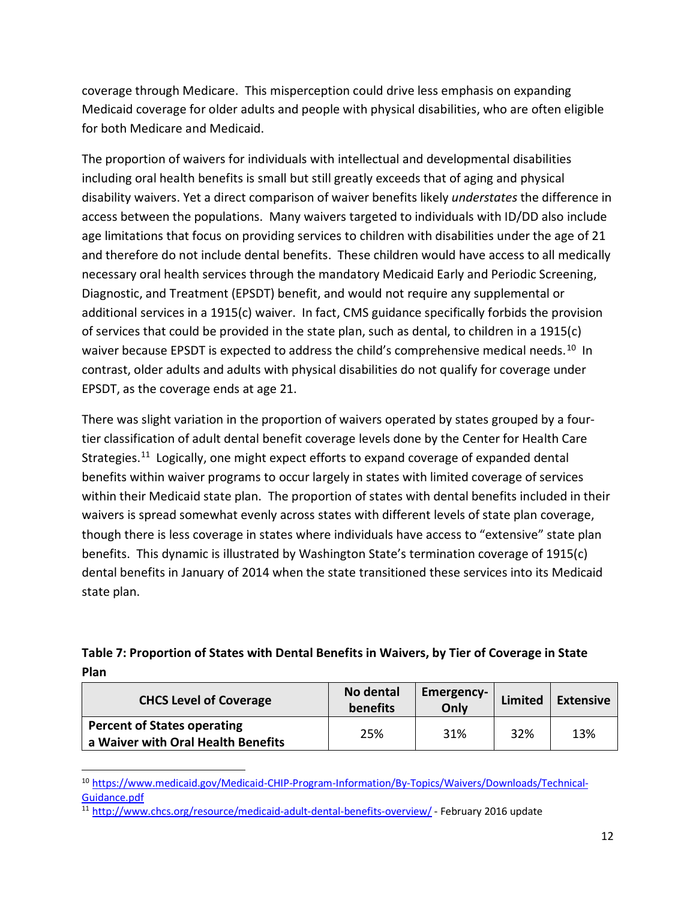coverage through Medicare. This misperception could drive less emphasis on expanding Medicaid coverage for older adults and people with physical disabilities, who are often eligible for both Medicare and Medicaid.

The proportion of waivers for individuals with intellectual and developmental disabilities including oral health benefits is small but still greatly exceeds that of aging and physical disability waivers. Yet a direct comparison of waiver benefits likely *understates* the difference in access between the populations. Many waivers targeted to individuals with ID/DD also include age limitations that focus on providing services to children with disabilities under the age of 21 and therefore do not include dental benefits. These children would have access to all medically necessary oral health services through the mandatory Medicaid Early and Periodic Screening, Diagnostic, and Treatment (EPSDT) benefit, and would not require any supplemental or additional services in a 1915(c) waiver. In fact, CMS guidance specifically forbids the provision of services that could be provided in the state plan, such as dental, to children in a 1915(c) waiver because EPSDT is expected to address the child's comprehensive medical needs.[10] In contrast, older adults and adults with physical disabilities do not qualify for coverage under EPSDT, as the coverage ends at age 21.

There was slight variation in the proportion of waivers operated by states grouped by a four-tier classification of adult dental benefit coverage levels done by the Center for Health Care Strategies.[11] Logically, one might expect efforts to expand coverage of expanded dental benefits within waiver programs to occur largely in states with limited coverage of services within their Medicaid state plan. The proportion of states with dental benefits included in their waivers is spread somewhat evenly across states with different levels of state plan coverage, though there is less coverage in states where individuals have access to "extensive" state plan benefits. This dynamic is illustrated by Washington State's termination coverage of 1915(c) dental benefits in January of 2014 when the state transitioned these services into its Medicaid state plan.

**Table 7: Proportion of States with Dental Benefits in Waivers, by Tier of Coverage in State Plan**

| CHCS Level of Coverage | No dental benefits | Emergency-Only | Limited | Extensive |
|---|---|---|---|---|
| **Percent of States operating a Waiver with Oral Health Benefits** | 25% | 31% | 32% | 13% |

[10] https://www.medicaid.gov/Medicaid-CHIP-Program-Information/By-Topics/Waivers/Downloads/Technical-Guidance.pdf

[11] http://www.chcs.org/resource/medicaid-adult-dental-benefits-overview/ - February 2016 update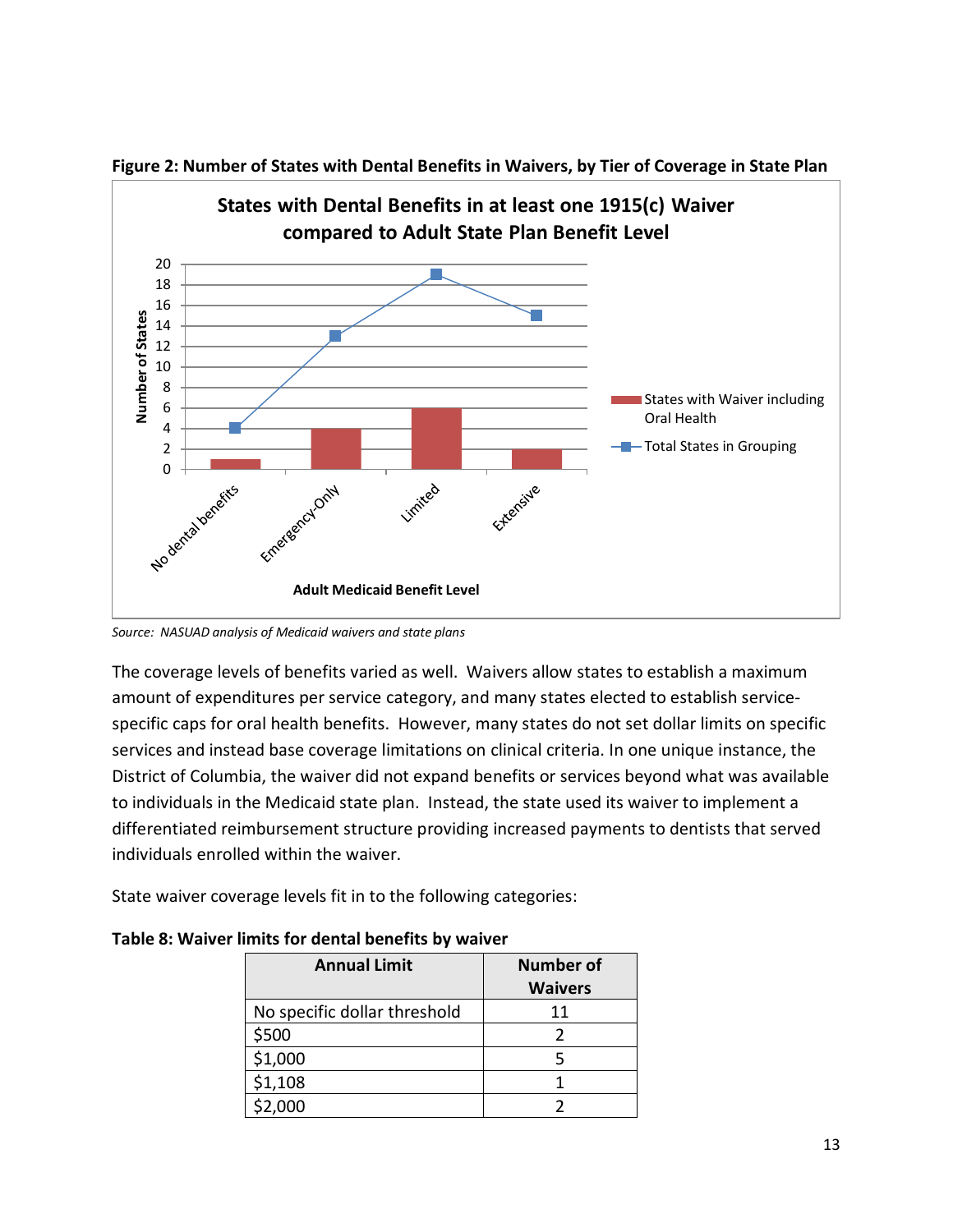**Figure 2: Number of States with Dental Benefits in Waivers, by Tier of Coverage in State Plan**

*Source: NASUAD analysis of Medicaid waivers and state plans*

The coverage levels of benefits varied as well. Waivers allow states to establish a maximum amount of expenditures per service category, and many states elected to establish service-specific caps for oral health benefits. However, many states do not set dollar limits on specific services and instead base coverage limitations on clinical criteria. In one unique instance, the District of Columbia, the waiver did not expand benefits or services beyond what was available to individuals in the Medicaid state plan. Instead, the state used its waiver to implement a differentiated reimbursement structure providing increased payments to dentists that served individuals enrolled within the waiver.

State waiver coverage levels fit in to the following categories:

**Table 8: Waiver limits for dental benefits by waiver**

| Annual Limit | Number of Waivers |
|---|---|
| No specific dollar threshold | 11 |
| $500 | 2 |
| $1,000 | 5 |
| $1,108 | 1 |
| $2,000 | 2 |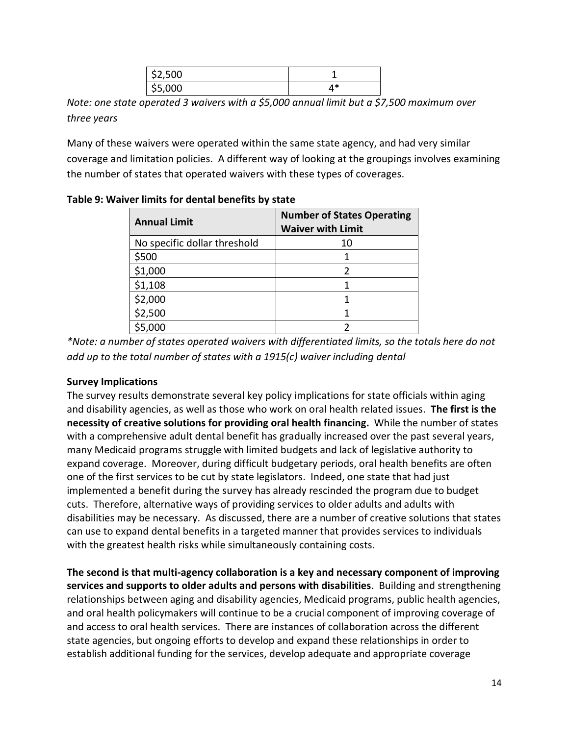| | |
|---|---|
| $2,500 | 1 |
| $5,000 | 4* |

*Note: one state operated 3 waivers with a $5,000 annual limit but a $7,500 maximum over three years*

Many of these waivers were operated within the same state agency, and had very similar coverage and limitation policies. A different way of looking at the groupings involves examining the number of states that operated waivers with these types of coverages.

**Table 9: Waiver limits for dental benefits by state**

| Annual Limit | Number of States Operating Waiver with Limit |
|---|---|
| No specific dollar threshold | 10 |
| $500 | 1 |
| $1,000 | 2 |
| $1,108 | 1 |
| $2,000 | 1 |
| $2,500 | 1 |
| $5,000 | 2 |

*\*Note: a number of states operated waivers with differentiated limits, so the totals here do not add up to the total number of states with a 1915(c) waiver including dental*

**Survey Implications**

The survey results demonstrate several key policy implications for state officials within aging and disability agencies, as well as those who work on oral health related issues. **The first is the necessity of creative solutions for providing oral health financing.** While the number of states with a comprehensive adult dental benefit has gradually increased over the past several years, many Medicaid programs struggle with limited budgets and lack of legislative authority to expand coverage. Moreover, during difficult budgetary periods, oral health benefits are often one of the first services to be cut by state legislators. Indeed, one state that had just implemented a benefit during the survey has already rescinded the program due to budget cuts. Therefore, alternative ways of providing services to older adults and adults with disabilities may be necessary. As discussed, there are a number of creative solutions that states can use to expand dental benefits in a targeted manner that provides services to individuals with the greatest health risks while simultaneously containing costs.

**The second is that multi-agency collaboration is a key and necessary component of improving services and supports to older adults and persons with disabilities**. Building and strengthening relationships between aging and disability agencies, Medicaid programs, public health agencies, and oral health policymakers will continue to be a crucial component of improving coverage of and access to oral health services. There are instances of collaboration across the different state agencies, but ongoing efforts to develop and expand these relationships in order to establish additional funding for the services, develop adequate and appropriate coverage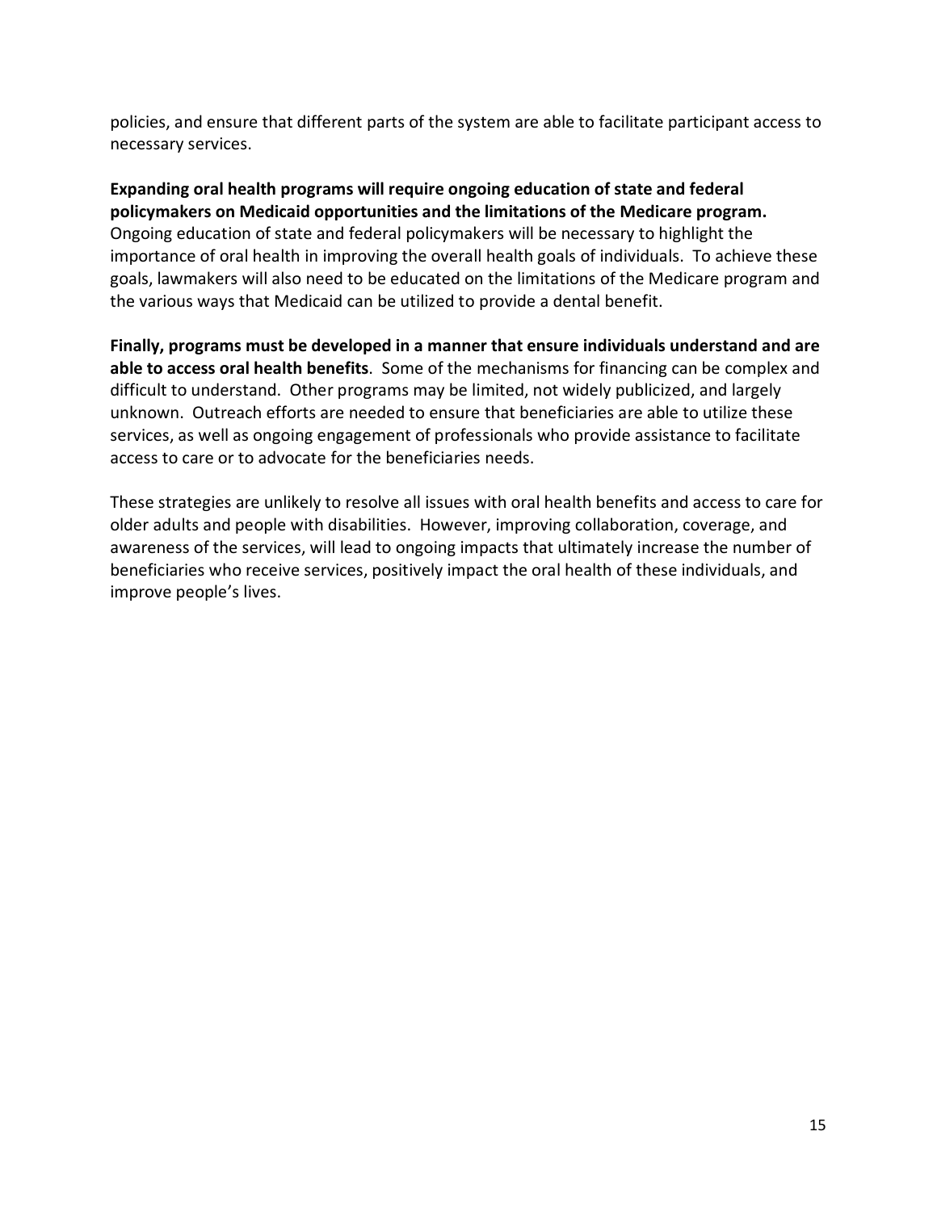policies, and ensure that different parts of the system are able to facilitate participant access to necessary services.

**Expanding oral health programs will require ongoing education of state and federal policymakers on Medicaid opportunities and the limitations of the Medicare program.** Ongoing education of state and federal policymakers will be necessary to highlight the importance of oral health in improving the overall health goals of individuals. To achieve these goals, lawmakers will also need to be educated on the limitations of the Medicare program and the various ways that Medicaid can be utilized to provide a dental benefit.

**Finally, programs must be developed in a manner that ensure individuals understand and are able to access oral health benefits**. Some of the mechanisms for financing can be complex and difficult to understand. Other programs may be limited, not widely publicized, and largely unknown. Outreach efforts are needed to ensure that beneficiaries are able to utilize these services, as well as ongoing engagement of professionals who provide assistance to facilitate access to care or to advocate for the beneficiaries needs.

These strategies are unlikely to resolve all issues with oral health benefits and access to care for older adults and people with disabilities. However, improving collaboration, coverage, and awareness of the services, will lead to ongoing impacts that ultimately increase the number of beneficiaries who receive services, positively impact the oral health of these individuals, and improve people's lives.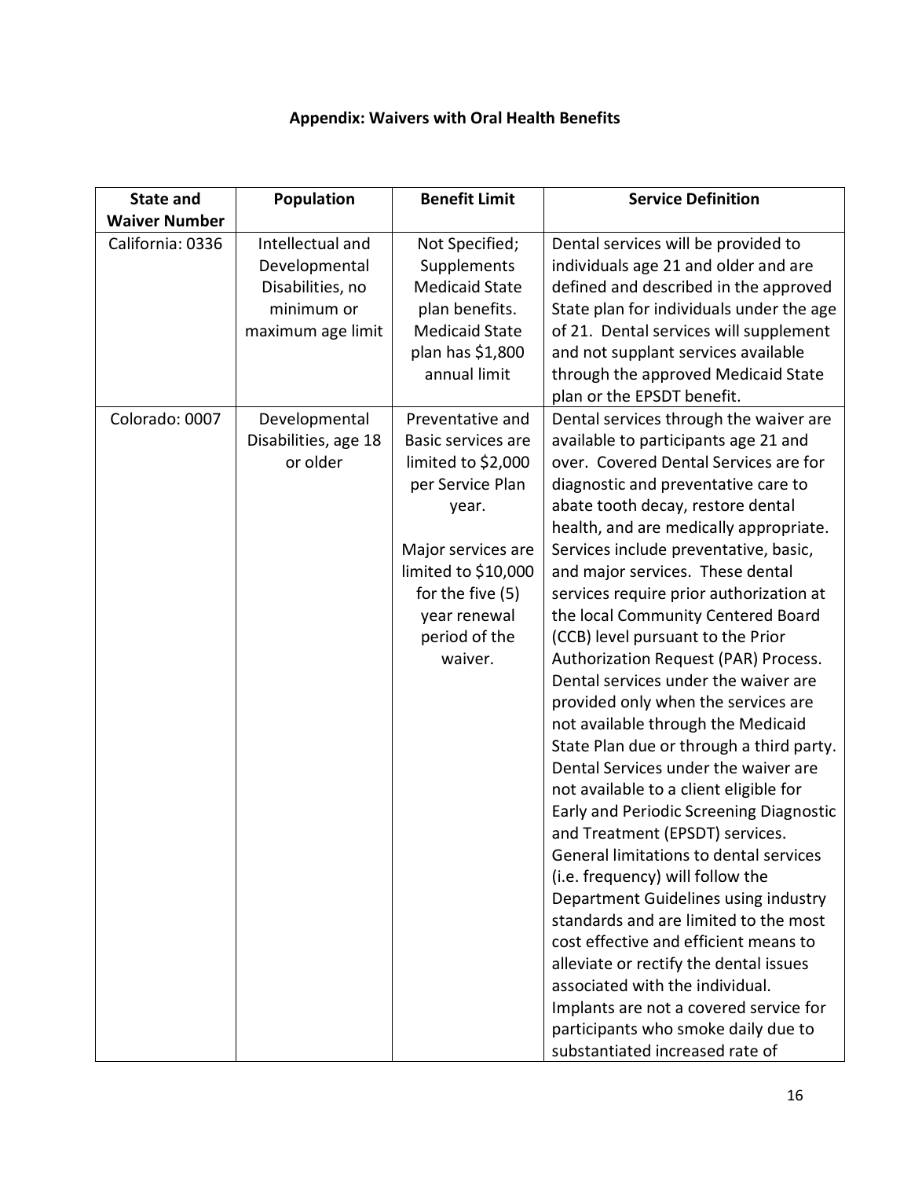## Appendix: Waivers with Oral Health Benefits

| State and Waiver Number | Population | Benefit Limit | Service Definition |
|---|---|---|---|
| California: 0336 | Intellectual and Developmental Disabilities, no minimum or maximum age limit | Not Specified; Supplements Medicaid State plan benefits. Medicaid State plan has $1,800 annual limit | Dental services will be provided to individuals age 21 and older and are defined and described in the approved State plan for individuals under the age of 21. Dental services will supplement and not supplant services available through the approved Medicaid State plan or the EPSDT benefit. |
| Colorado: 0007 | Developmental Disabilities, age 18 or older | Preventative and Basic services are limited to $2,000 per Service Plan year.<br><br>Major services are limited to $10,000 for the five (5) year renewal period of the waiver. | Dental services through the waiver are available to participants age 21 and over. Covered Dental Services are for diagnostic and preventative care to abate tooth decay, restore dental health, and are medically appropriate. Services include preventative, basic, and major services. These dental services require prior authorization at the local Community Centered Board (CCB) level pursuant to the Prior Authorization Request (PAR) Process. Dental services under the waiver are provided only when the services are not available through the Medicaid State Plan due or through a third party. Dental Services under the waiver are not available to a client eligible for Early and Periodic Screening Diagnostic and Treatment (EPSDT) services. General limitations to dental services (i.e. frequency) will follow the Department Guidelines using industry standards and are limited to the most cost effective and efficient means to alleviate or rectify the dental issues associated with the individual. Implants are not a covered service for participants who smoke daily due to substantiated increased rate of |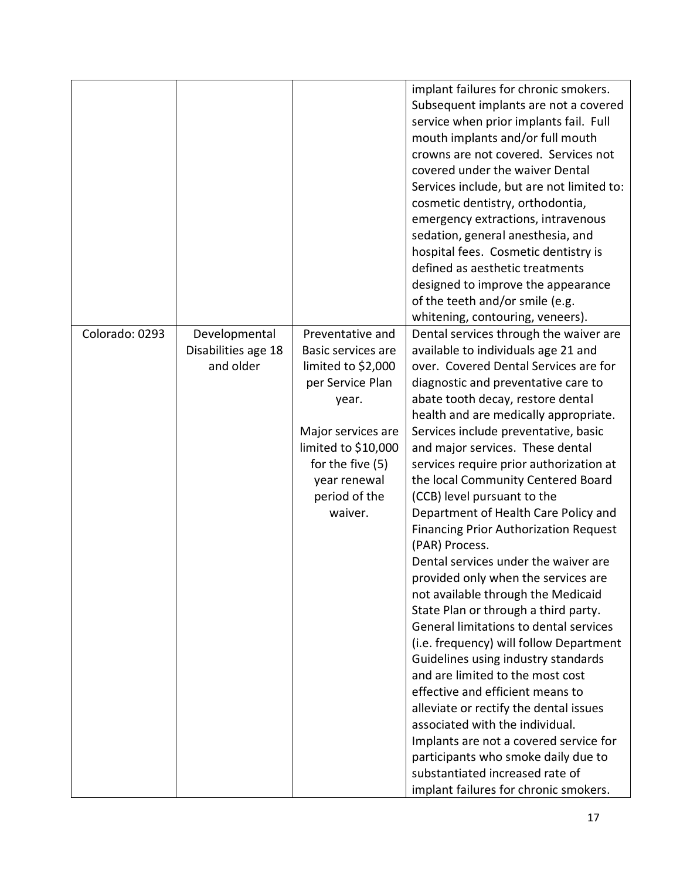| | | | |
|---|---|---|---|
| | | | implant failures for chronic smokers. Subsequent implants are not a covered service when prior implants fail. Full mouth implants and/or full mouth crowns are not covered. Services not covered under the waiver Dental Services include, but are not limited to: cosmetic dentistry, orthodontia, emergency extractions, intravenous sedation, general anesthesia, and hospital fees. Cosmetic dentistry is defined as aesthetic treatments designed to improve the appearance of the teeth and/or smile (e.g. whitening, contouring, veneers). |
| Colorado: 0293 | Developmental Disabilities age 18 and older | Preventative and Basic services are limited to $2,000 per Service Plan year.<br><br>Major services are limited to $10,000 for the five (5) year renewal period of the waiver. | Dental services through the waiver are available to individuals age 21 and over. Covered Dental Services are for diagnostic and preventative care to abate tooth decay, restore dental health and are medically appropriate. Services include preventative, basic and major services. These dental services require prior authorization at the local Community Centered Board (CCB) level pursuant to the Department of Health Care Policy and Financing Prior Authorization Request (PAR) Process.<br>Dental services under the waiver are provided only when the services are not available through the Medicaid State Plan or through a third party. General limitations to dental services (i.e. frequency) will follow Department Guidelines using industry standards and are limited to the most cost effective and efficient means to alleviate or rectify the dental issues associated with the individual. Implants are not a covered service for participants who smoke daily due to substantiated increased rate of implant failures for chronic smokers. |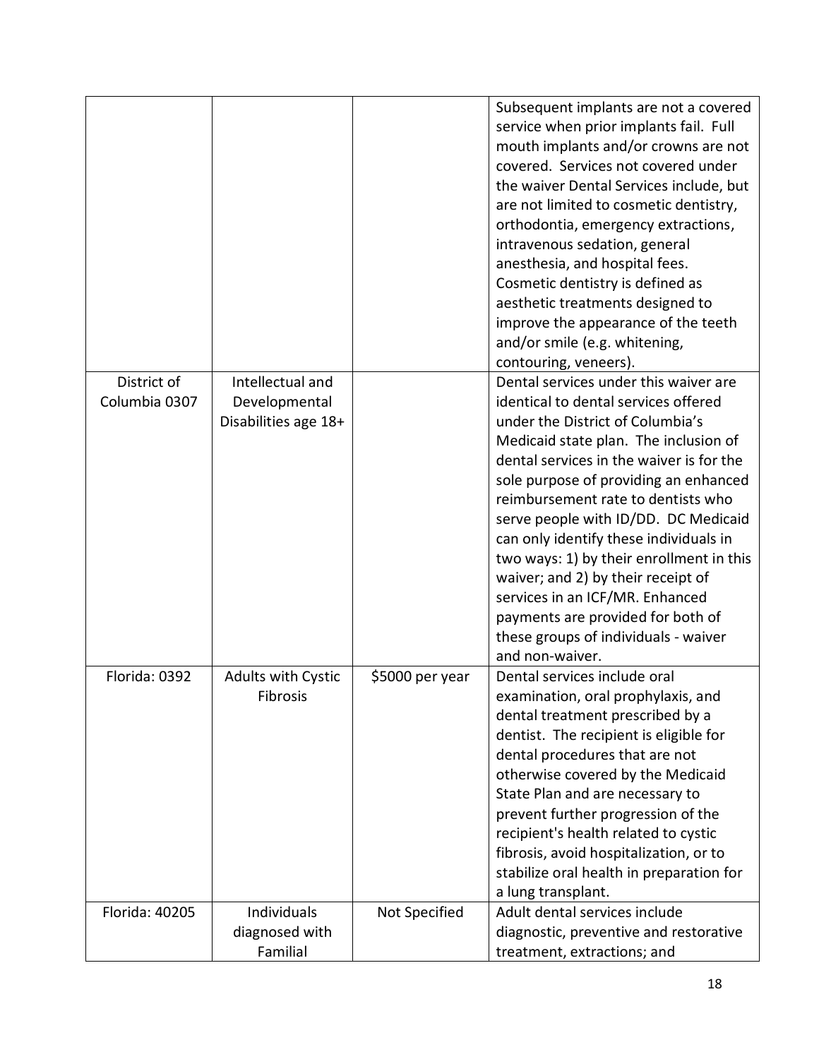| | | | |
|---|---|---|---|
| | | | Subsequent implants are not a covered service when prior implants fail. Full mouth implants and/or crowns are not covered. Services not covered under the waiver Dental Services include, but are not limited to cosmetic dentistry, orthodontia, emergency extractions, intravenous sedation, general anesthesia, and hospital fees. Cosmetic dentistry is defined as aesthetic treatments designed to improve the appearance of the teeth and/or smile (e.g. whitening, contouring, veneers). |
| District of Columbia 0307 | Intellectual and Developmental Disabilities age 18+ | | Dental services under this waiver are identical to dental services offered under the District of Columbia's Medicaid state plan. The inclusion of dental services in the waiver is for the sole purpose of providing an enhanced reimbursement rate to dentists who serve people with ID/DD. DC Medicaid can only identify these individuals in two ways: 1) by their enrollment in this waiver; and 2) by their receipt of services in an ICF/MR. Enhanced payments are provided for both of these groups of individuals - waiver and non-waiver. |
| Florida: 0392 | Adults with Cystic Fibrosis | $5000 per year | Dental services include oral examination, oral prophylaxis, and dental treatment prescribed by a dentist. The recipient is eligible for dental procedures that are not otherwise covered by the Medicaid State Plan and are necessary to prevent further progression of the recipient's health related to cystic fibrosis, avoid hospitalization, or to stabilize oral health in preparation for a lung transplant. |
| Florida: 40205 | Individuals diagnosed with Familial | Not Specified | Adult dental services include diagnostic, preventive and restorative treatment, extractions; and |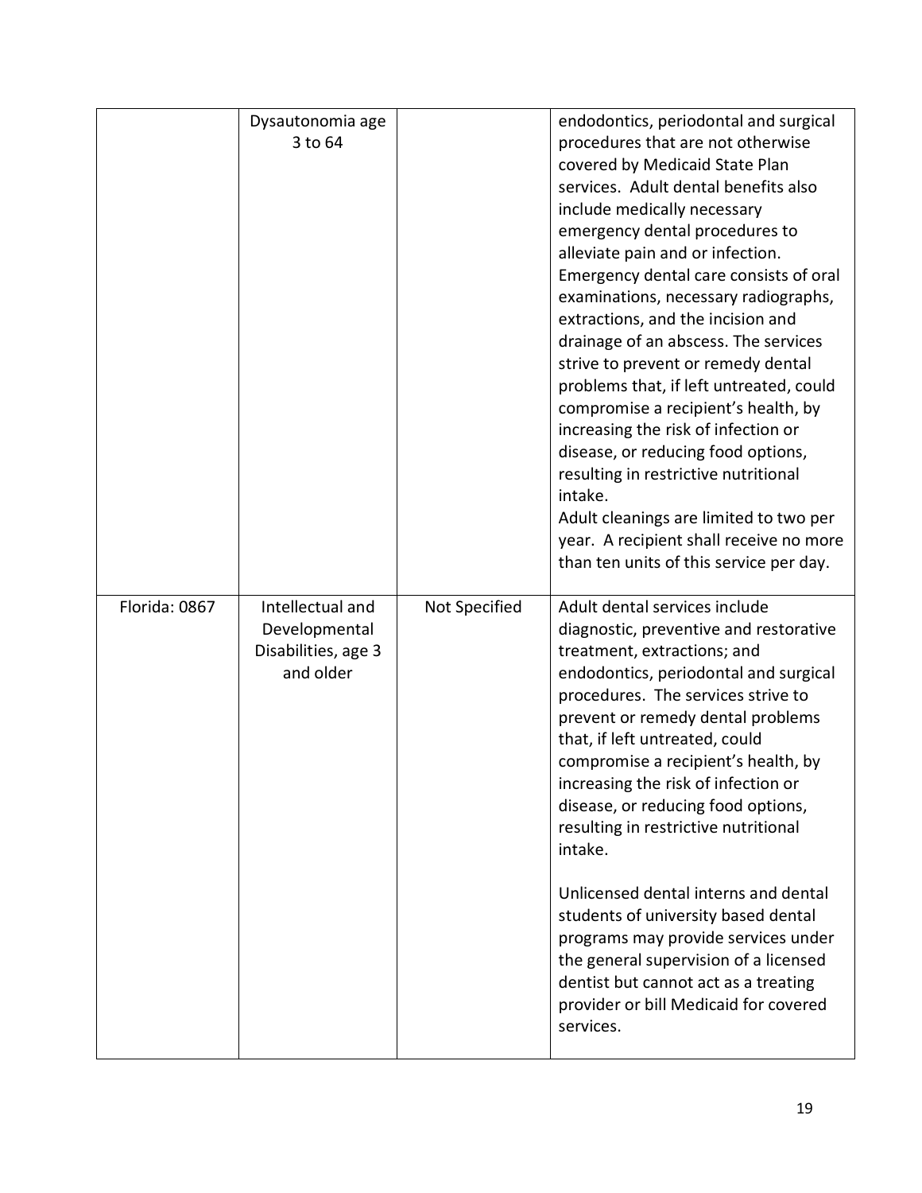| | | | |
|---|---|---|---|
| | Dysautonomia age 3 to 64 | | endodontics, periodontal and surgical procedures that are not otherwise covered by Medicaid State Plan services. Adult dental benefits also include medically necessary emergency dental procedures to alleviate pain and or infection. Emergency dental care consists of oral examinations, necessary radiographs, extractions, and the incision and drainage of an abscess. The services strive to prevent or remedy dental problems that, if left untreated, could compromise a recipient's health, by increasing the risk of infection or disease, or reducing food options, resulting in restrictive nutritional intake.<br>Adult cleanings are limited to two per year. A recipient shall receive no more than ten units of this service per day. |
| Florida: 0867 | Intellectual and Developmental Disabilities, age 3 and older | Not Specified | Adult dental services include diagnostic, preventive and restorative treatment, extractions; and endodontics, periodontal and surgical procedures. The services strive to prevent or remedy dental problems that, if left untreated, could compromise a recipient's health, by increasing the risk of infection or disease, or reducing food options, resulting in restrictive nutritional intake.<br><br>Unlicensed dental interns and dental students of university based dental programs may provide services under the general supervision of a licensed dentist but cannot act as a treating provider or bill Medicaid for covered services. |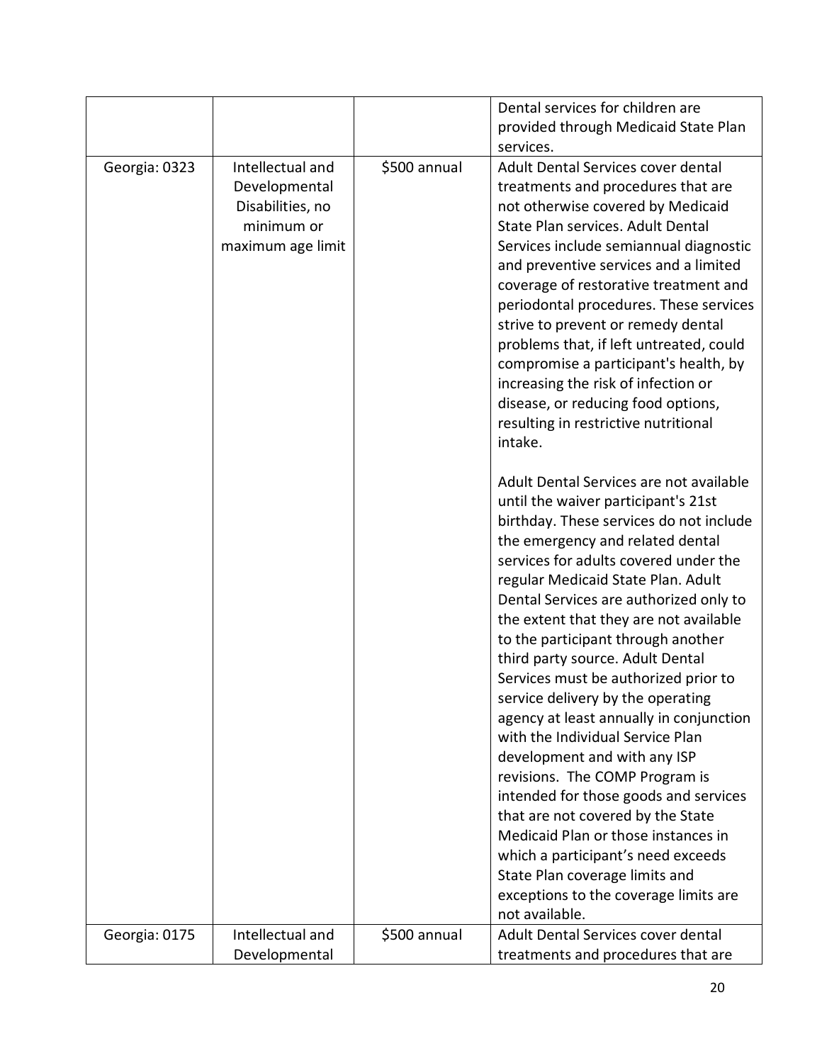| | | | |
|---|---|---|---|
| | | | Dental services for children are provided through Medicaid State Plan services. |
| Georgia: 0323 | Intellectual and Developmental Disabilities, no minimum or maximum age limit | $500 annual | Adult Dental Services cover dental treatments and procedures that are not otherwise covered by Medicaid State Plan services. Adult Dental Services include semiannual diagnostic and preventive services and a limited coverage of restorative treatment and periodontal procedures. These services strive to prevent or remedy dental problems that, if left untreated, could compromise a participant's health, by increasing the risk of infection or disease, or reducing food options, resulting in restrictive nutritional intake.<br><br>Adult Dental Services are not available until the waiver participant's 21st birthday. These services do not include the emergency and related dental services for adults covered under the regular Medicaid State Plan. Adult Dental Services are authorized only to the extent that they are not available to the participant through another third party source. Adult Dental Services must be authorized prior to service delivery by the operating agency at least annually in conjunction with the Individual Service Plan development and with any ISP revisions. The COMP Program is intended for those goods and services that are not covered by the State Medicaid Plan or those instances in which a participant's need exceeds State Plan coverage limits and exceptions to the coverage limits are not available. |
| Georgia: 0175 | Intellectual and Developmental | $500 annual | Adult Dental Services cover dental treatments and procedures that are |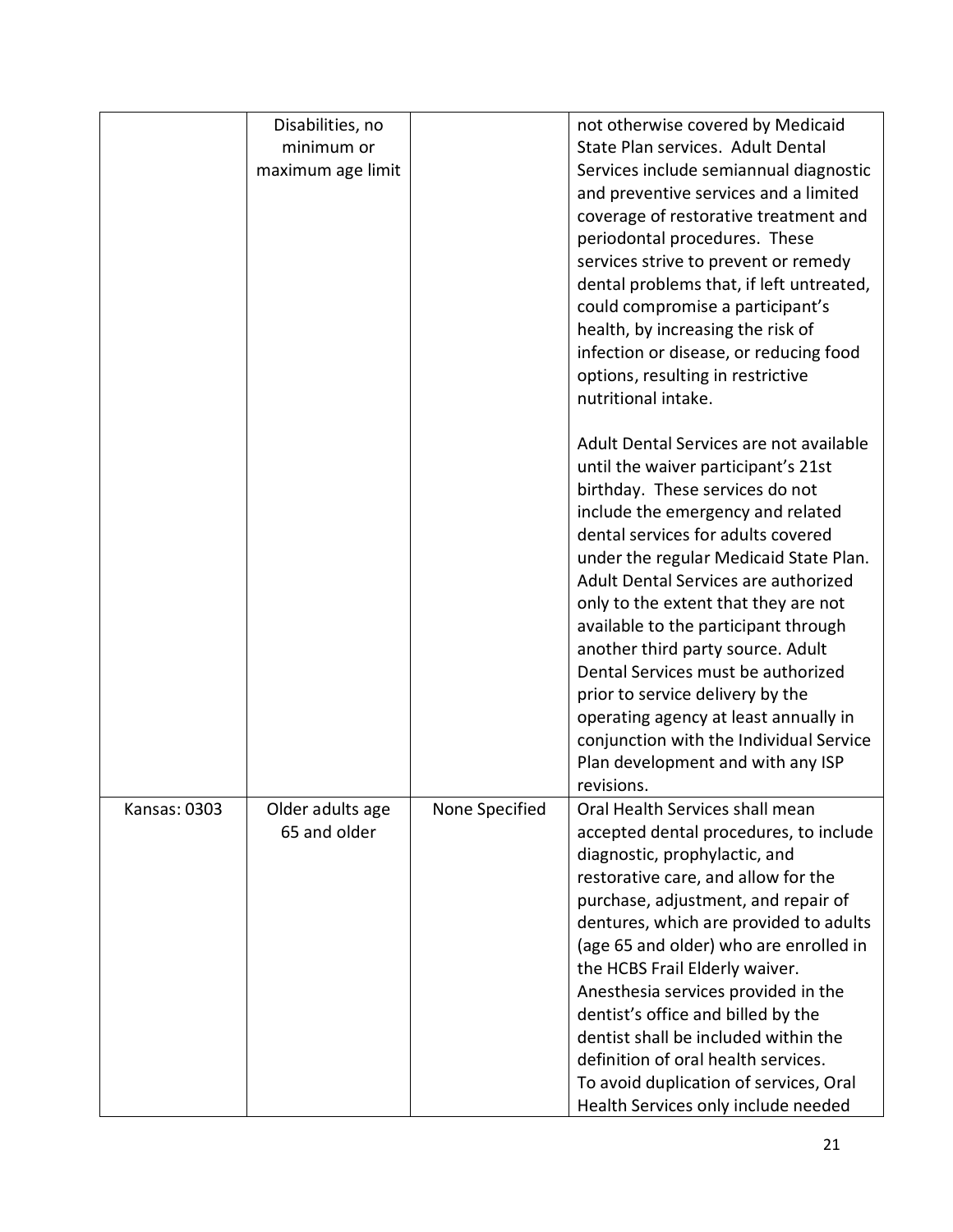| | | | |
|---|---|---|---|
| | Disabilities, no minimum or maximum age limit | | not otherwise covered by Medicaid State Plan services. Adult Dental Services include semiannual diagnostic and preventive services and a limited coverage of restorative treatment and periodontal procedures. These services strive to prevent or remedy dental problems that, if left untreated, could compromise a participant's health, by increasing the risk of infection or disease, or reducing food options, resulting in restrictive nutritional intake.<br><br>Adult Dental Services are not available until the waiver participant's 21st birthday. These services do not include the emergency and related dental services for adults covered under the regular Medicaid State Plan. Adult Dental Services are authorized only to the extent that they are not available to the participant through another third party source. Adult Dental Services must be authorized prior to service delivery by the operating agency at least annually in conjunction with the Individual Service Plan development and with any ISP revisions. |
| Kansas: 0303 | Older adults age 65 and older | None Specified | Oral Health Services shall mean accepted dental procedures, to include diagnostic, prophylactic, and restorative care, and allow for the purchase, adjustment, and repair of dentures, which are provided to adults (age 65 and older) who are enrolled in the HCBS Frail Elderly waiver. Anesthesia services provided in the dentist's office and billed by the dentist shall be included within the definition of oral health services.<br>To avoid duplication of services, Oral Health Services only include needed |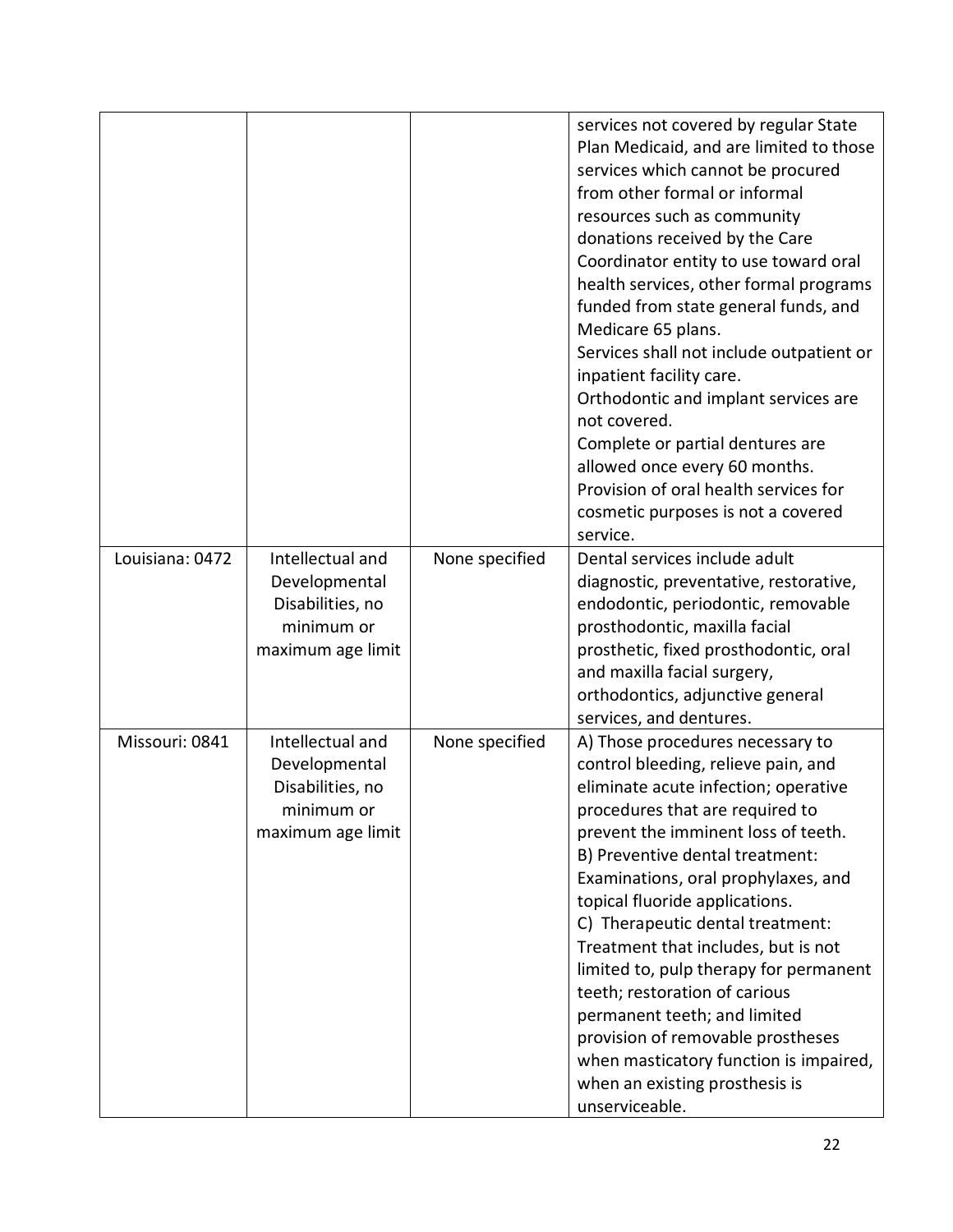| | | | |
|---|---|---|---|
| | | | services not covered by regular State Plan Medicaid, and are limited to those services which cannot be procured from other formal or informal resources such as community donations received by the Care Coordinator entity to use toward oral health services, other formal programs funded from state general funds, and Medicare 65 plans.<br>Services shall not include outpatient or inpatient facility care.<br>Orthodontic and implant services are not covered.<br>Complete or partial dentures are allowed once every 60 months.<br>Provision of oral health services for cosmetic purposes is not a covered service. |
| Louisiana: 0472 | Intellectual and Developmental Disabilities, no minimum or maximum age limit | None specified | Dental services include adult diagnostic, preventative, restorative, endodontic, periodontic, removable prosthodontic, maxilla facial prosthetic, fixed prosthodontic, oral and maxilla facial surgery, orthodontics, adjunctive general services, and dentures. |
| Missouri: 0841 | Intellectual and Developmental Disabilities, no minimum or maximum age limit | None specified | A) Those procedures necessary to control bleeding, relieve pain, and eliminate acute infection; operative procedures that are required to prevent the imminent loss of teeth.<br>B) Preventive dental treatment: Examinations, oral prophylaxes, and topical fluoride applications.<br>C) Therapeutic dental treatment: Treatment that includes, but is not limited to, pulp therapy for permanent teeth; restoration of carious permanent teeth; and limited provision of removable prostheses when masticatory function is impaired, when an existing prosthesis is unserviceable. |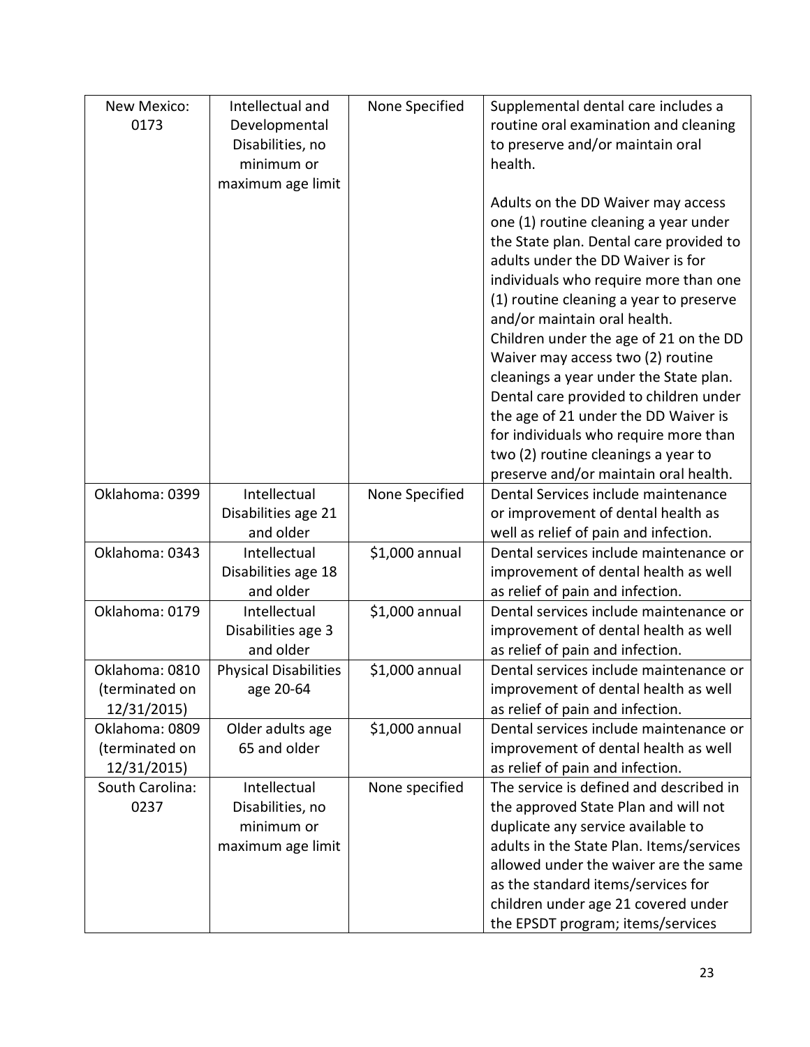| New Mexico: 0173 | Intellectual and Developmental Disabilities, no minimum or maximum age limit | None Specified | Supplemental dental care includes a routine oral examination and cleaning to preserve and/or maintain oral health.<br><br>Adults on the DD Waiver may access one (1) routine cleaning a year under the State plan. Dental care provided to adults under the DD Waiver is for individuals who require more than one (1) routine cleaning a year to preserve and/or maintain oral health.<br>Children under the age of 21 on the DD Waiver may access two (2) routine cleanings a year under the State plan. Dental care provided to children under the age of 21 under the DD Waiver is for individuals who require more than two (2) routine cleanings a year to preserve and/or maintain oral health. |
|---|---|---|---|
| Oklahoma: 0399 | Intellectual Disabilities age 21 and older | None Specified | Dental Services include maintenance or improvement of dental health as well as relief of pain and infection. |
| Oklahoma: 0343 | Intellectual Disabilities age 18 and older | $1,000 annual | Dental services include maintenance or improvement of dental health as well as relief of pain and infection. |
| Oklahoma: 0179 | Intellectual Disabilities age 3 and older | $1,000 annual | Dental services include maintenance or improvement of dental health as well as relief of pain and infection. |
| Oklahoma: 0810 (terminated on 12/31/2015) | Physical Disabilities age 20-64 | $1,000 annual | Dental services include maintenance or improvement of dental health as well as relief of pain and infection. |
| Oklahoma: 0809 (terminated on 12/31/2015) | Older adults age 65 and older | $1,000 annual | Dental services include maintenance or improvement of dental health as well as relief of pain and infection. |
| South Carolina: 0237 | Intellectual Disabilities, no minimum or maximum age limit | None specified | The service is defined and described in the approved State Plan and will not duplicate any service available to adults in the State Plan. Items/services allowed under the waiver are the same as the standard items/services for children under age 21 covered under the EPSDT program; items/services |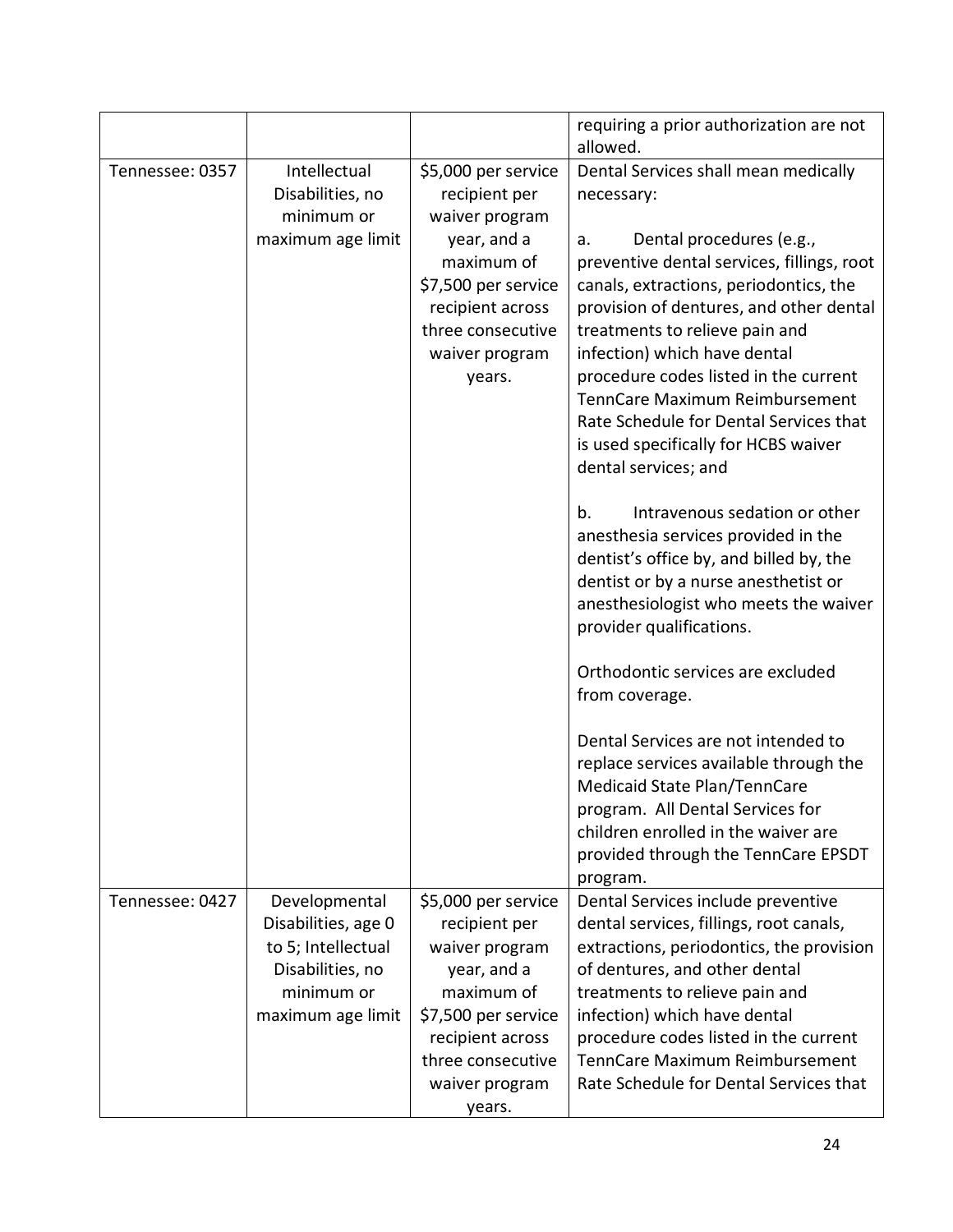| | | | |
|---|---|---|---|
| | | | requiring a prior authorization are not allowed. |
| Tennessee: 0357 | Intellectual Disabilities, no minimum or maximum age limit | $5,000 per service recipient per waiver program year, and a maximum of $7,500 per service recipient across three consecutive waiver program years. | Dental Services shall mean medically necessary:<br><br>a. Dental procedures (e.g., preventive dental services, fillings, root canals, extractions, periodontics, the provision of dentures, and other dental treatments to relieve pain and infection) which have dental procedure codes listed in the current TennCare Maximum Reimbursement Rate Schedule for Dental Services that is used specifically for HCBS waiver dental services; and<br><br>b. Intravenous sedation or other anesthesia services provided in the dentist's office by, and billed by, the dentist or by a nurse anesthetist or anesthesiologist who meets the waiver provider qualifications.<br><br>Orthodontic services are excluded from coverage.<br><br>Dental Services are not intended to replace services available through the Medicaid State Plan/TennCare program. All Dental Services for children enrolled in the waiver are provided through the TennCare EPSDT program. |
| Tennessee: 0427 | Developmental Disabilities, age 0 to 5; Intellectual Disabilities, no minimum or maximum age limit | $5,000 per service recipient per waiver program year, and a maximum of $7,500 per service recipient across three consecutive waiver program years. | Dental Services include preventive dental services, fillings, root canals, extractions, periodontics, the provision of dentures, and other dental treatments to relieve pain and infection) which have dental procedure codes listed in the current TennCare Maximum Reimbursement Rate Schedule for Dental Services that |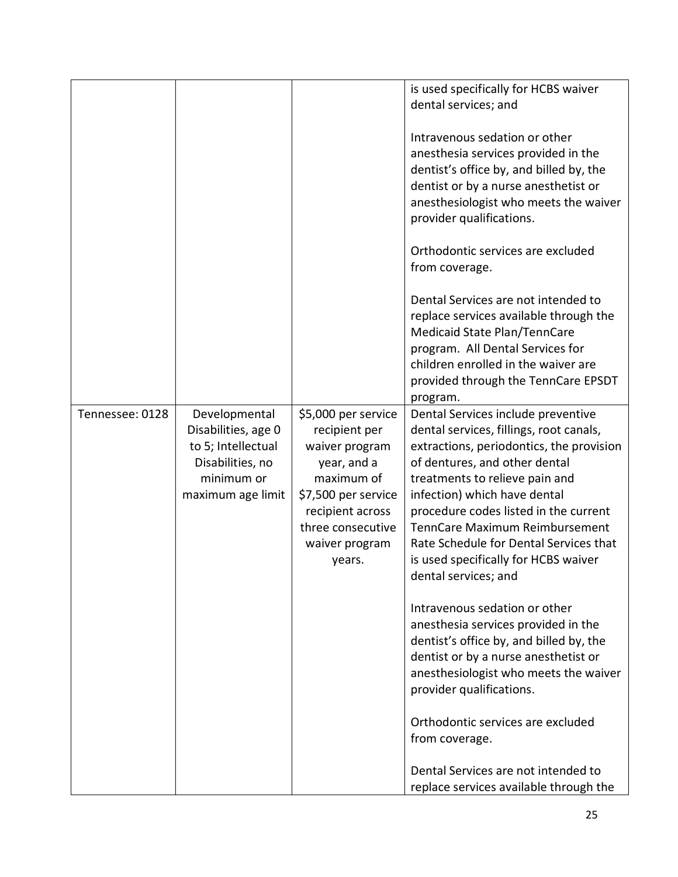| | | | |
|---|---|---|---|
| | | | is used specifically for HCBS waiver dental services; and<br><br>Intravenous sedation or other anesthesia services provided in the dentist's office by, and billed by, the dentist or by a nurse anesthetist or anesthesiologist who meets the waiver provider qualifications.<br><br>Orthodontic services are excluded from coverage.<br><br>Dental Services are not intended to replace services available through the Medicaid State Plan/TennCare program. All Dental Services for children enrolled in the waiver are provided through the TennCare EPSDT program. |
| Tennessee: 0128 | Developmental Disabilities, age 0 to 5; Intellectual Disabilities, no minimum or maximum age limit | $5,000 per service recipient per waiver program year, and a maximum of $7,500 per service recipient across three consecutive waiver program years. | Dental Services include preventive dental services, fillings, root canals, extractions, periodontics, the provision of dentures, and other dental treatments to relieve pain and infection) which have dental procedure codes listed in the current TennCare Maximum Reimbursement Rate Schedule for Dental Services that is used specifically for HCBS waiver dental services; and<br><br>Intravenous sedation or other anesthesia services provided in the dentist's office by, and billed by, the dentist or by a nurse anesthetist or anesthesiologist who meets the waiver provider qualifications.<br><br>Orthodontic services are excluded from coverage.<br><br>Dental Services are not intended to replace services available through the |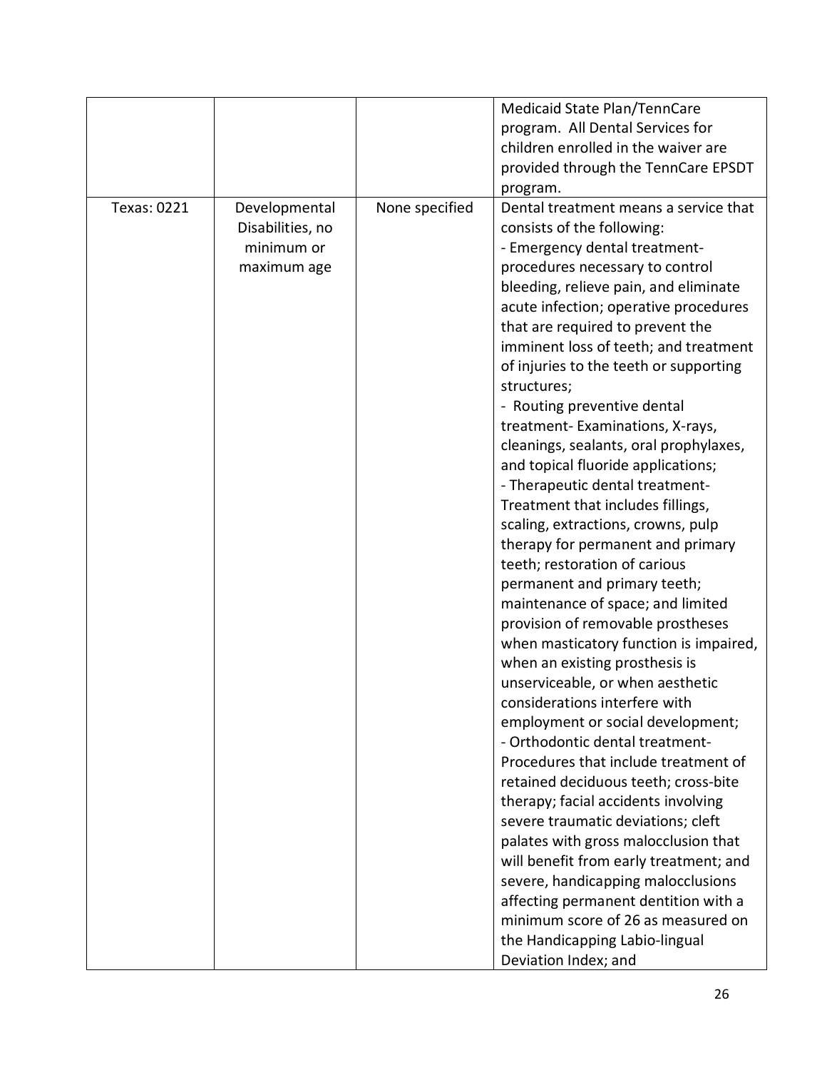| | | | |
|---|---|---|---|
| | | | Medicaid State Plan/TennCare program. All Dental Services for children enrolled in the waiver are provided through the TennCare EPSDT program. |
| Texas: 0221 | Developmental Disabilities, no minimum or maximum age | None specified | Dental treatment means a service that consists of the following:<br>- Emergency dental treatment- procedures necessary to control bleeding, relieve pain, and eliminate acute infection; operative procedures that are required to prevent the imminent loss of teeth; and treatment of injuries to the teeth or supporting structures;<br>- Routing preventive dental treatment- Examinations, X-rays, cleanings, sealants, oral prophylaxes, and topical fluoride applications;<br>- Therapeutic dental treatment- Treatment that includes fillings, scaling, extractions, crowns, pulp therapy for permanent and primary teeth; restoration of carious permanent and primary teeth; maintenance of space; and limited provision of removable prostheses when masticatory function is impaired, when an existing prosthesis is unserviceable, or when aesthetic considerations interfere with employment or social development;<br>- Orthodontic dental treatment- Procedures that include treatment of retained deciduous teeth; cross-bite therapy; facial accidents involving severe traumatic deviations; cleft palates with gross malocclusion that will benefit from early treatment; and severe, handicapping malocclusions affecting permanent dentition with a minimum score of 26 as measured on the Handicapping Labio-lingual Deviation Index; and |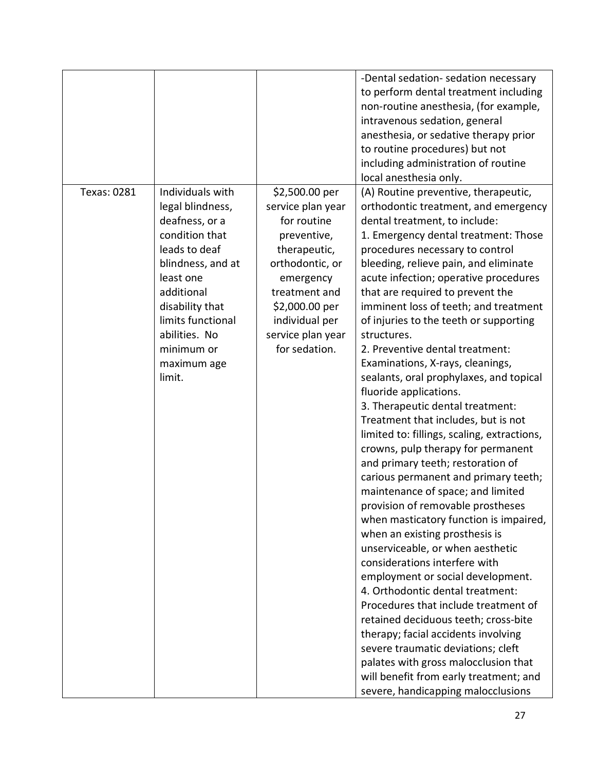| | | | |
|---|---|---|---|
| | | | -Dental sedation- sedation necessary to perform dental treatment including non-routine anesthesia, (for example, intravenous sedation, general anesthesia, or sedative therapy prior to routine procedures) but not including administration of routine local anesthesia only. |
| Texas: 0281 | Individuals with legal blindness, deafness, or a condition that leads to deaf blindness, and at least one additional disability that limits functional abilities. No minimum or maximum age limit. | $2,500.00 per service plan year for routine preventive, therapeutic, orthodontic, or emergency treatment and $2,000.00 per individual per service plan year for sedation. | (A) Routine preventive, therapeutic, orthodontic treatment, and emergency dental treatment, to include:<br>1. Emergency dental treatment: Those procedures necessary to control bleeding, relieve pain, and eliminate acute infection; operative procedures that are required to prevent the imminent loss of teeth; and treatment of injuries to the teeth or supporting structures.<br>2. Preventive dental treatment: Examinations, X-rays, cleanings, sealants, oral prophylaxes, and topical fluoride applications.<br>3. Therapeutic dental treatment: Treatment that includes, but is not limited to: fillings, scaling, extractions, crowns, pulp therapy for permanent and primary teeth; restoration of carious permanent and primary teeth; maintenance of space; and limited provision of removable prostheses when masticatory function is impaired, when an existing prosthesis is unserviceable, or when aesthetic considerations interfere with employment or social development.<br>4. Orthodontic dental treatment: Procedures that include treatment of retained deciduous teeth; cross-bite therapy; facial accidents involving severe traumatic deviations; cleft palates with gross malocclusion that will benefit from early treatment; and severe, handicapping malocclusions |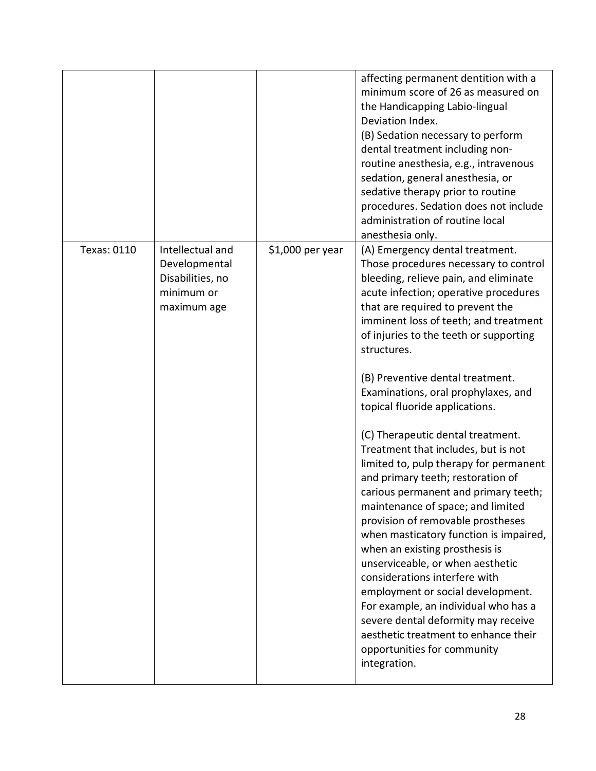| | | | |
|---|---|---|---|
| | | | affecting permanent dentition with a minimum score of 26 as measured on the Handicapping Labio-lingual Deviation Index.<br>(B) Sedation necessary to perform dental treatment including non-routine anesthesia, e.g., intravenous sedation, general anesthesia, or sedative therapy prior to routine procedures. Sedation does not include administration of routine local anesthesia only. |
| Texas: 0110 | Intellectual and Developmental Disabilities, no minimum or maximum age | $1,000 per year | (A) Emergency dental treatment. Those procedures necessary to control bleeding, relieve pain, and eliminate acute infection; operative procedures that are required to prevent the imminent loss of teeth; and treatment of injuries to the teeth or supporting structures.<br><br>(B) Preventive dental treatment. Examinations, oral prophylaxes, and topical fluoride applications.<br><br>(C) Therapeutic dental treatment. Treatment that includes, but is not limited to, pulp therapy for permanent and primary teeth; restoration of carious permanent and primary teeth; maintenance of space; and limited provision of removable prostheses when masticatory function is impaired, when an existing prosthesis is unserviceable, or when aesthetic considerations interfere with employment or social development. For example, an individual who has a severe dental deformity may receive aesthetic treatment to enhance their opportunities for community integration. |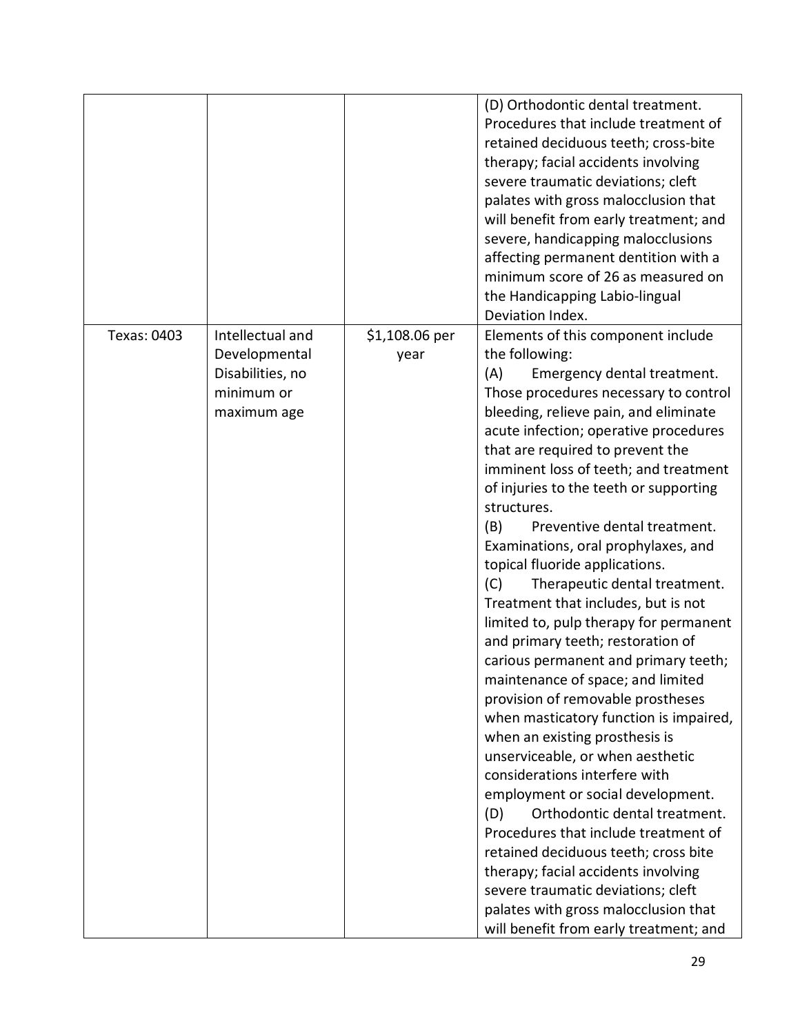| | | | |
|---|---|---|---|
| | | | (D) Orthodontic dental treatment. Procedures that include treatment of retained deciduous teeth; cross-bite therapy; facial accidents involving severe traumatic deviations; cleft palates with gross malocclusion that will benefit from early treatment; and severe, handicapping malocclusions affecting permanent dentition with a minimum score of 26 as measured on the Handicapping Labio-lingual Deviation Index. |
| Texas: 0403 | Intellectual and Developmental Disabilities, no minimum or maximum age | $1,108.06 per year | Elements of this component include the following:<br>(A) Emergency dental treatment. Those procedures necessary to control bleeding, relieve pain, and eliminate acute infection; operative procedures that are required to prevent the imminent loss of teeth; and treatment of injuries to the teeth or supporting structures.<br>(B) Preventive dental treatment. Examinations, oral prophylaxes, and topical fluoride applications.<br>(C) Therapeutic dental treatment. Treatment that includes, but is not limited to, pulp therapy for permanent and primary teeth; restoration of carious permanent and primary teeth; maintenance of space; and limited provision of removable prostheses when masticatory function is impaired, when an existing prosthesis is unserviceable, or when aesthetic considerations interfere with employment or social development.<br>(D) Orthodontic dental treatment. Procedures that include treatment of retained deciduous teeth; cross bite therapy; facial accidents involving severe traumatic deviations; cleft palates with gross malocclusion that will benefit from early treatment; and |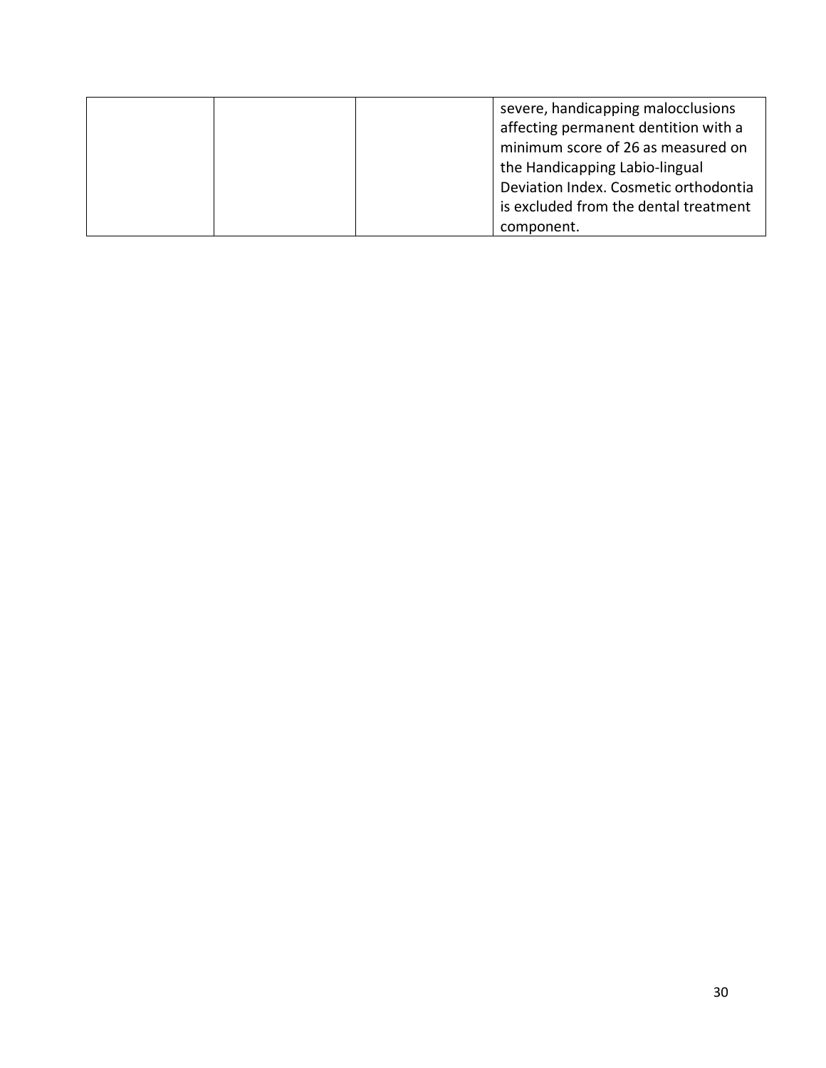| | | | |
|---|---|---|---|
| | | | severe, handicapping malocclusions affecting permanent dentition with a minimum score of 26 as measured on the Handicapping Labio-lingual Deviation Index. Cosmetic orthodontia is excluded from the dental treatment component. |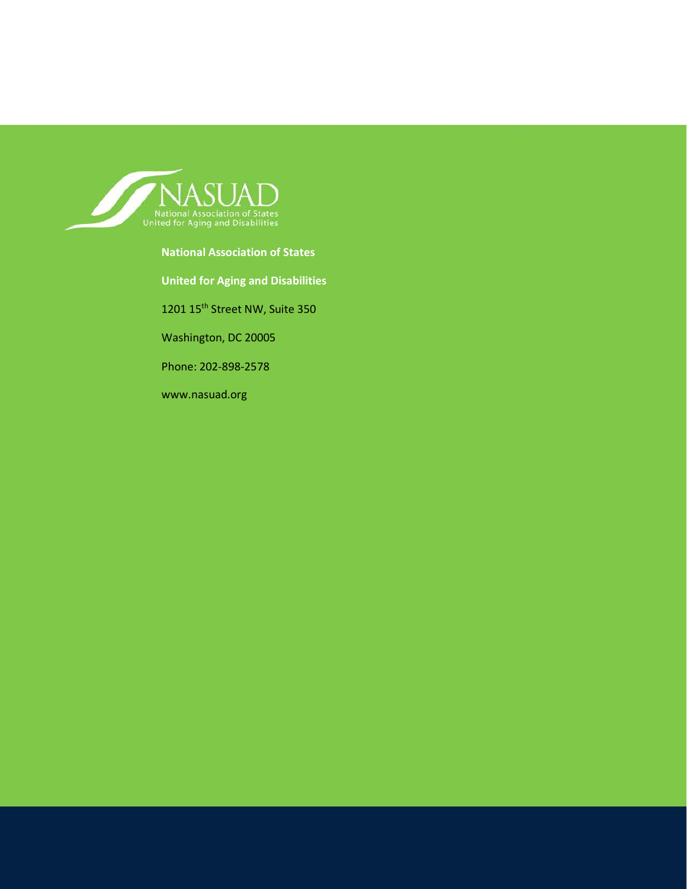NASUAD

National Association of States United for Aging and Disabilities

**National Association of States**

**United for Aging and Disabilities**

1201 15th Street NW, Suite 350

Washington, DC 20005

Phone: 202-898-2578

www.nasuad.org